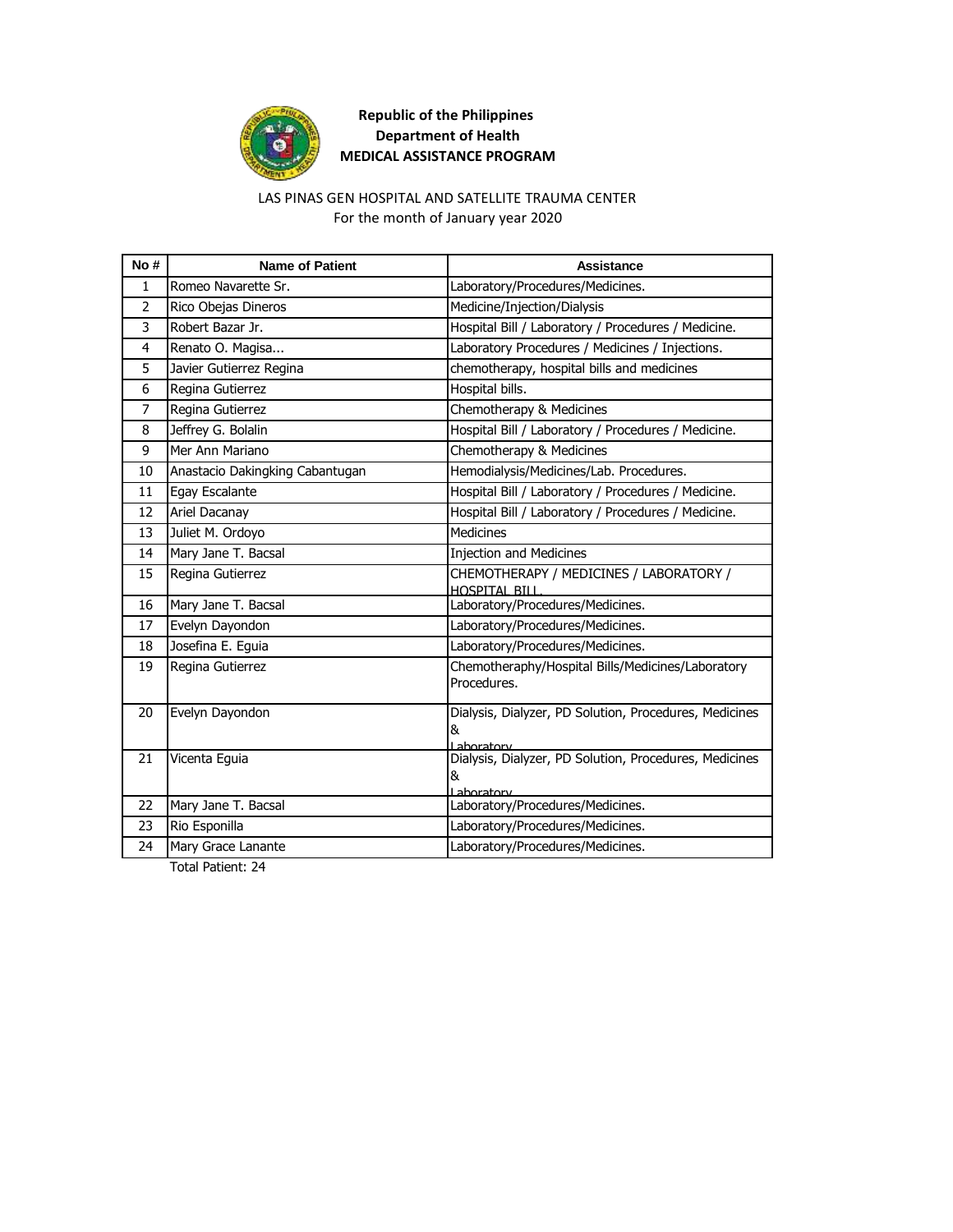**Republic of the Philippines**
**Department of Health**
**MEDICAL ASSISTANCE PROGRAM**

LAS PINAS GEN HOSPITAL AND SATELLITE TRAUMA CENTER
For the month of January year 2020

| No # | Name of Patient | Assistance |
|---|---|---|
| 1 | Romeo Navarette Sr. | Laboratory/Procedures/Medicines. |
| 2 | Rico Obejas Dineros | Medicine/Injection/Dialysis |
| 3 | Robert Bazar Jr. | Hospital Bill / Laboratory / Procedures / Medicine. |
| 4 | Renato O. Magisa... | Laboratory Procedures / Medicines / Injections. |
| 5 | Javier Gutierrez Regina | chemotherapy, hospital bills and medicines |
| 6 | Regina Gutierrez | Hospital bills. |
| 7 | Regina Gutierrez | Chemotherapy & Medicines |
| 8 | Jeffrey G. Bolalin | Hospital Bill / Laboratory / Procedures / Medicine. |
| 9 | Mer Ann Mariano | Chemotherapy & Medicines |
| 10 | Anastacio Dakingking Cabantugan | Hemodialysis/Medicines/Lab. Procedures. |
| 11 | Egay Escalante | Hospital Bill / Laboratory / Procedures / Medicine. |
| 12 | Ariel Dacanay | Hospital Bill / Laboratory / Procedures / Medicine. |
| 13 | Juliet M. Ordoyo | Medicines |
| 14 | Mary Jane T. Bacsal | Injection and Medicines |
| 15 | Regina Gutierrez | CHEMOTHERAPY / MEDICINES / LABORATORY / HOSPITAL BILL. |
| 16 | Mary Jane T. Bacsal | Laboratory/Procedures/Medicines. |
| 17 | Evelyn Dayondon | Laboratory/Procedures/Medicines. |
| 18 | Josefina E. Eguia | Laboratory/Procedures/Medicines. |
| 19 | Regina Gutierrez | Chemotheraphy/Hospital Bills/Medicines/Laboratory Procedures. |
| 20 | Evelyn Dayondon | Dialysis, Dialyzer, PD Solution, Procedures, Medicines & Laboratory |
| 21 | Vicenta Eguia | Dialysis, Dialyzer, PD Solution, Procedures, Medicines & Laboratory |
| 22 | Mary Jane T. Bacsal | Laboratory/Procedures/Medicines. |
| 23 | Rio Esponilla | Laboratory/Procedures/Medicines. |
| 24 | Mary Grace Lanante | Laboratory/Procedures/Medicines. |

Total Patient: 24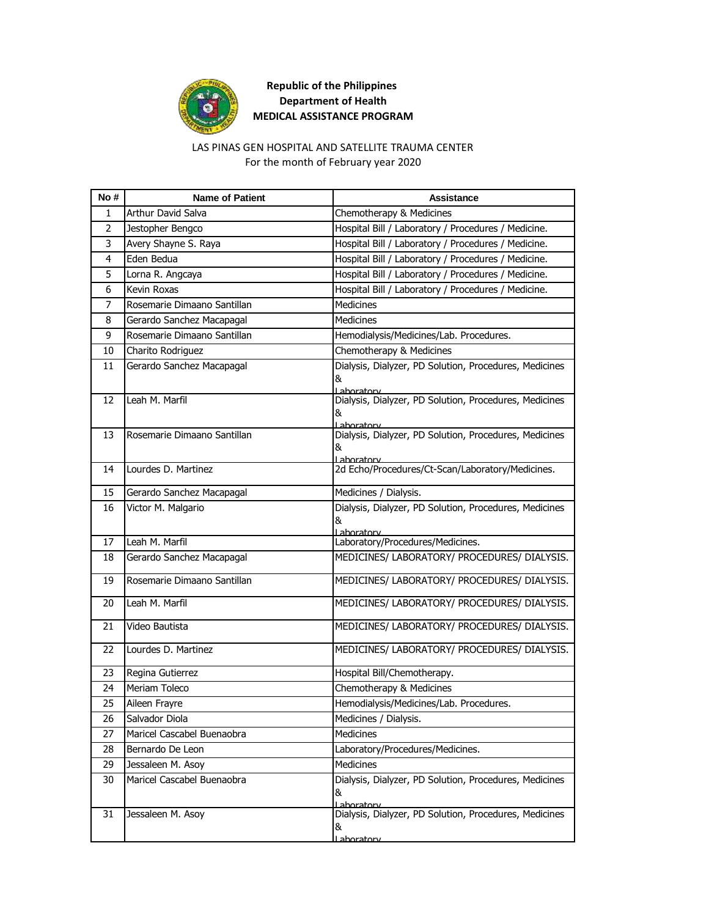**Republic of the Philippines**
**Department of Health**
**MEDICAL ASSISTANCE PROGRAM**

LAS PINAS GEN HOSPITAL AND SATELLITE TRAUMA CENTER
For the month of February year 2020

| No # | Name of Patient | Assistance |
|---|---|---|
| 1 | Arthur David Salva | Chemotherapy & Medicines |
| 2 | Jestopher Bengco | Hospital Bill / Laboratory / Procedures / Medicine. |
| 3 | Avery Shayne S. Raya | Hospital Bill / Laboratory / Procedures / Medicine. |
| 4 | Eden Bedua | Hospital Bill / Laboratory / Procedures / Medicine. |
| 5 | Lorna R. Angcaya | Hospital Bill / Laboratory / Procedures / Medicine. |
| 6 | Kevin Roxas | Hospital Bill / Laboratory / Procedures / Medicine. |
| 7 | Rosemarie Dimaano Santillan | Medicines |
| 8 | Gerardo Sanchez Macapagal | Medicines |
| 9 | Rosemarie Dimaano Santillan | Hemodialysis/Medicines/Lab. Procedures. |
| 10 | Charito Rodriguez | Chemotherapy & Medicines |
| 11 | Gerardo Sanchez Macapagal | Dialysis, Dialyzer, PD Solution, Procedures, Medicines & Laboratory |
| 12 | Leah M. Marfil | Dialysis, Dialyzer, PD Solution, Procedures, Medicines & Laboratory |
| 13 | Rosemarie Dimaano Santillan | Dialysis, Dialyzer, PD Solution, Procedures, Medicines & Laboratory |
| 14 | Lourdes D. Martinez | 2d Echo/Procedures/Ct-Scan/Laboratory/Medicines. |
| 15 | Gerardo Sanchez Macapagal | Medicines / Dialysis. |
| 16 | Victor M. Malgario | Dialysis, Dialyzer, PD Solution, Procedures, Medicines & Laboratory |
| 17 | Leah M. Marfil | Laboratory/Procedures/Medicines. |
| 18 | Gerardo Sanchez Macapagal | MEDICINES/ LABORATORY/ PROCEDURES/ DIALYSIS. |
| 19 | Rosemarie Dimaano Santillan | MEDICINES/ LABORATORY/ PROCEDURES/ DIALYSIS. |
| 20 | Leah M. Marfil | MEDICINES/ LABORATORY/ PROCEDURES/ DIALYSIS. |
| 21 | Video Bautista | MEDICINES/ LABORATORY/ PROCEDURES/ DIALYSIS. |
| 22 | Lourdes D. Martinez | MEDICINES/ LABORATORY/ PROCEDURES/ DIALYSIS. |
| 23 | Regina Gutierrez | Hospital Bill/Chemotherapy. |
| 24 | Meriam Toleco | Chemotherapy & Medicines |
| 25 | Aileen Frayre | Hemodialysis/Medicines/Lab. Procedures. |
| 26 | Salvador Diola | Medicines / Dialysis. |
| 27 | Maricel Cascabel Buenaobra | Medicines |
| 28 | Bernardo De Leon | Laboratory/Procedures/Medicines. |
| 29 | Jessaleen M. Asoy | Medicines |
| 30 | Maricel Cascabel Buenaobra | Dialysis, Dialyzer, PD Solution, Procedures, Medicines & Laboratory |
| 31 | Jessaleen M. Asoy | Dialysis, Dialyzer, PD Solution, Procedures, Medicines & Laboratory |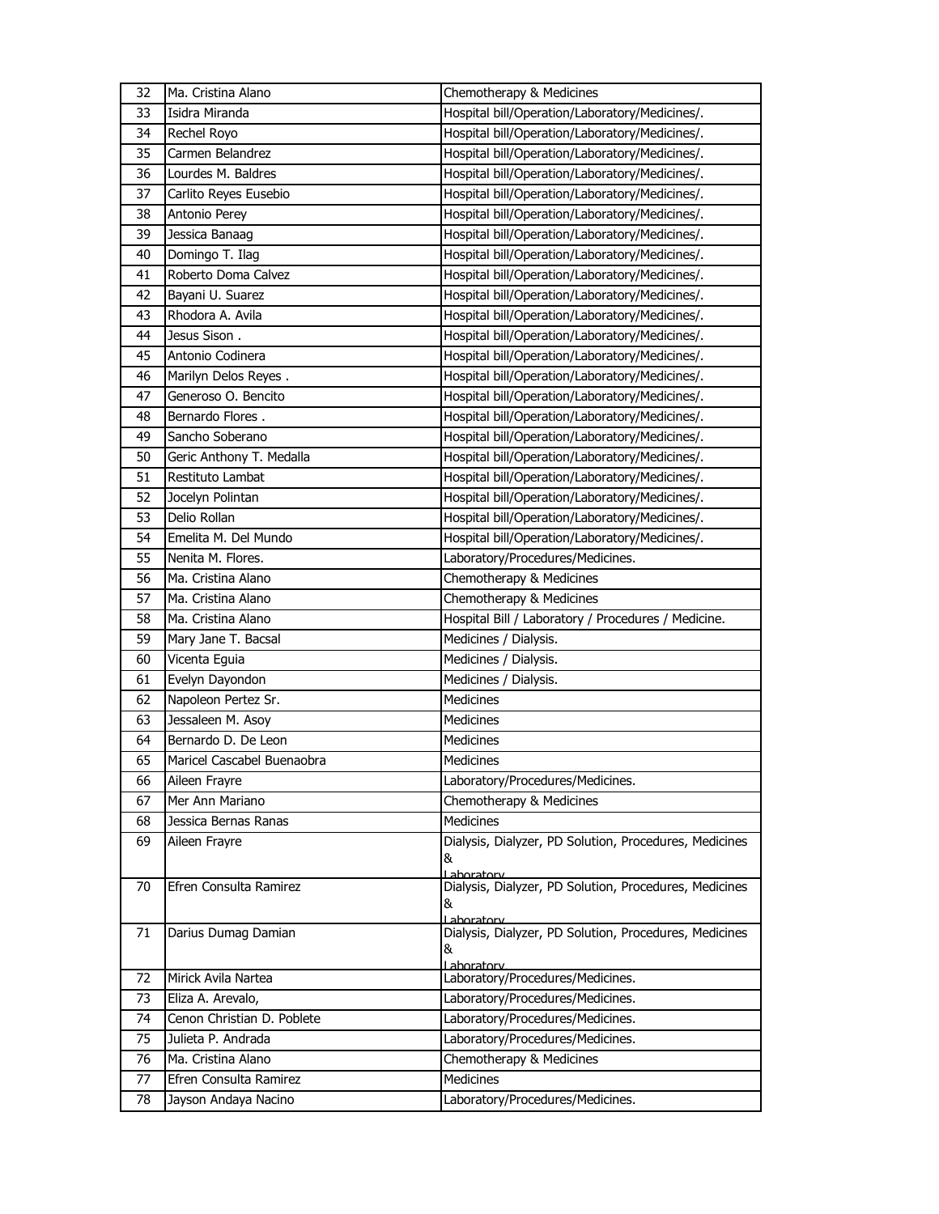| 32 | Ma. Cristina Alano | Chemotherapy & Medicines |
|---|---|---|
| 33 | Isidra Miranda | Hospital bill/Operation/Laboratory/Medicines/. |
| 34 | Rechel Royo | Hospital bill/Operation/Laboratory/Medicines/. |
| 35 | Carmen Belandrez | Hospital bill/Operation/Laboratory/Medicines/. |
| 36 | Lourdes M. Baldres | Hospital bill/Operation/Laboratory/Medicines/. |
| 37 | Carlito Reyes Eusebio | Hospital bill/Operation/Laboratory/Medicines/. |
| 38 | Antonio Perey | Hospital bill/Operation/Laboratory/Medicines/. |
| 39 | Jessica Banaag | Hospital bill/Operation/Laboratory/Medicines/. |
| 40 | Domingo T. Ilag | Hospital bill/Operation/Laboratory/Medicines/. |
| 41 | Roberto Doma Calvez | Hospital bill/Operation/Laboratory/Medicines/. |
| 42 | Bayani U. Suarez | Hospital bill/Operation/Laboratory/Medicines/. |
| 43 | Rhodora A. Avila | Hospital bill/Operation/Laboratory/Medicines/. |
| 44 | Jesus Sison . | Hospital bill/Operation/Laboratory/Medicines/. |
| 45 | Antonio Codinera | Hospital bill/Operation/Laboratory/Medicines/. |
| 46 | Marilyn Delos Reyes . | Hospital bill/Operation/Laboratory/Medicines/. |
| 47 | Generoso O. Bencito | Hospital bill/Operation/Laboratory/Medicines/. |
| 48 | Bernardo Flores . | Hospital bill/Operation/Laboratory/Medicines/. |
| 49 | Sancho Soberano | Hospital bill/Operation/Laboratory/Medicines/. |
| 50 | Geric Anthony T. Medalla | Hospital bill/Operation/Laboratory/Medicines/. |
| 51 | Restituto Lambat | Hospital bill/Operation/Laboratory/Medicines/. |
| 52 | Jocelyn Polintan | Hospital bill/Operation/Laboratory/Medicines/. |
| 53 | Delio Rollan | Hospital bill/Operation/Laboratory/Medicines/. |
| 54 | Emelita M. Del Mundo | Hospital bill/Operation/Laboratory/Medicines/. |
| 55 | Nenita M. Flores. | Laboratory/Procedures/Medicines. |
| 56 | Ma. Cristina Alano | Chemotherapy & Medicines |
| 57 | Ma. Cristina Alano | Chemotherapy & Medicines |
| 58 | Ma. Cristina Alano | Hospital Bill / Laboratory / Procedures / Medicine. |
| 59 | Mary Jane T. Bacsal | Medicines / Dialysis. |
| 60 | Vicenta Eguia | Medicines / Dialysis. |
| 61 | Evelyn Dayondon | Medicines / Dialysis. |
| 62 | Napoleon Pertez Sr. | Medicines |
| 63 | Jessaleen M. Asoy | Medicines |
| 64 | Bernardo D. De Leon | Medicines |
| 65 | Maricel Cascabel Buenaobra | Medicines |
| 66 | Aileen Frayre | Laboratory/Procedures/Medicines. |
| 67 | Mer Ann Mariano | Chemotherapy & Medicines |
| 68 | Jessica Bernas Ranas | Medicines |
| 69 | Aileen Frayre | Dialysis, Dialyzer, PD Solution, Procedures, Medicines & Laboratory |
| 70 | Efren Consulta Ramirez | Dialysis, Dialyzer, PD Solution, Procedures, Medicines & Laboratory |
| 71 | Darius Dumag Damian | Dialysis, Dialyzer, PD Solution, Procedures, Medicines & Laboratory |
| 72 | Mirick Avila Nartea | Laboratory/Procedures/Medicines. |
| 73 | Eliza A. Arevalo, | Laboratory/Procedures/Medicines. |
| 74 | Cenon Christian D. Poblete | Laboratory/Procedures/Medicines. |
| 75 | Julieta P. Andrada | Laboratory/Procedures/Medicines. |
| 76 | Ma. Cristina Alano | Chemotherapy & Medicines |
| 77 | Efren Consulta Ramirez | Medicines |
| 78 | Jayson Andaya Nacino | Laboratory/Procedures/Medicines. |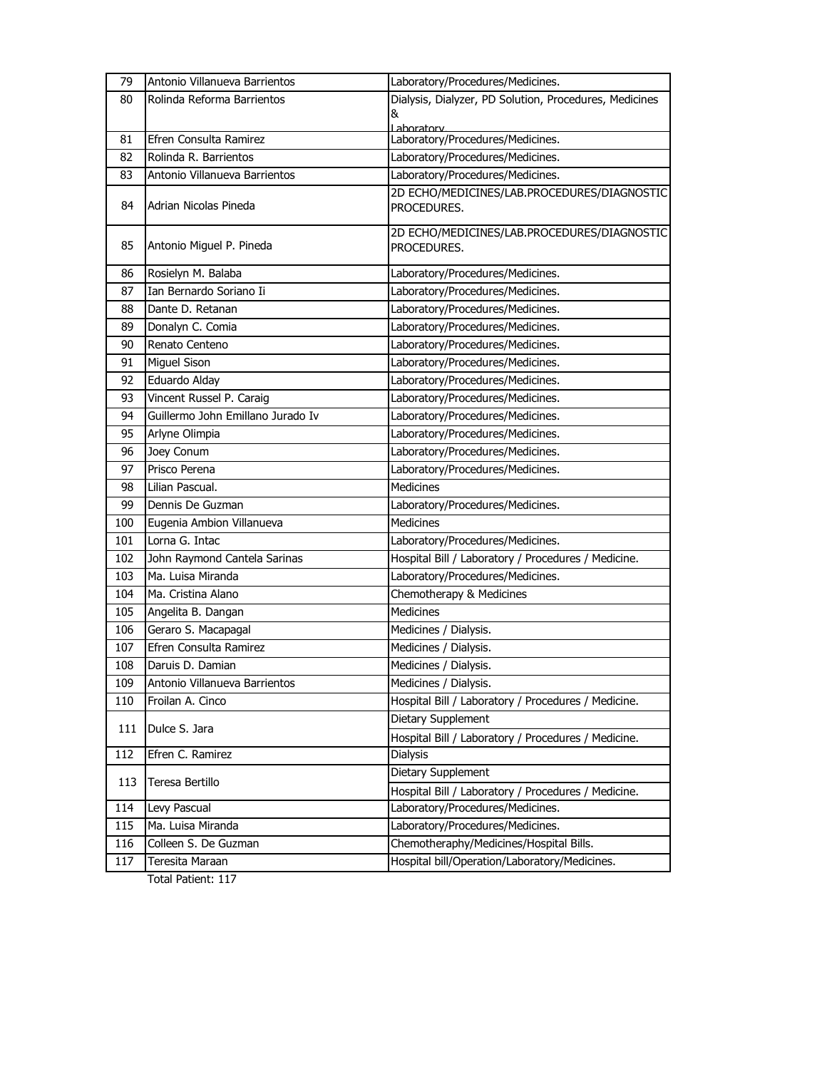| 79 | Antonio Villanueva Barrientos | Laboratory/Procedures/Medicines. |
|---|---|---|
| 80 | Rolinda Reforma Barrientos | Dialysis, Dialyzer, PD Solution, Procedures, Medicines & Laboratory |
| 81 | Efren Consulta Ramirez | Laboratory/Procedures/Medicines. |
| 82 | Rolinda R. Barrientos | Laboratory/Procedures/Medicines. |
| 83 | Antonio Villanueva Barrientos | Laboratory/Procedures/Medicines. |
| 84 | Adrian Nicolas Pineda | 2D ECHO/MEDICINES/LAB.PROCEDURES/DIAGNOSTIC PROCEDURES. |
| 85 | Antonio Miguel P. Pineda | 2D ECHO/MEDICINES/LAB.PROCEDURES/DIAGNOSTIC PROCEDURES. |
| 86 | Rosielyn M. Balaba | Laboratory/Procedures/Medicines. |
| 87 | Ian Bernardo Soriano Ii | Laboratory/Procedures/Medicines. |
| 88 | Dante D. Retanan | Laboratory/Procedures/Medicines. |
| 89 | Donalyn C. Comia | Laboratory/Procedures/Medicines. |
| 90 | Renato Centeno | Laboratory/Procedures/Medicines. |
| 91 | Miguel Sison | Laboratory/Procedures/Medicines. |
| 92 | Eduardo Alday | Laboratory/Procedures/Medicines. |
| 93 | Vincent Russel P. Caraig | Laboratory/Procedures/Medicines. |
| 94 | Guillermo John Emillano Jurado Iv | Laboratory/Procedures/Medicines. |
| 95 | Arlyne Olimpia | Laboratory/Procedures/Medicines. |
| 96 | Joey Conum | Laboratory/Procedures/Medicines. |
| 97 | Prisco Perena | Laboratory/Procedures/Medicines. |
| 98 | Lilian Pascual. | Medicines |
| 99 | Dennis De Guzman | Laboratory/Procedures/Medicines. |
| 100 | Eugenia Ambion Villanueva | Medicines |
| 101 | Lorna G. Intac | Laboratory/Procedures/Medicines. |
| 102 | John Raymond Cantela Sarinas | Hospital Bill / Laboratory / Procedures / Medicine. |
| 103 | Ma. Luisa Miranda | Laboratory/Procedures/Medicines. |
| 104 | Ma. Cristina Alano | Chemotherapy & Medicines |
| 105 | Angelita B. Dangan | Medicines |
| 106 | Geraro S. Macapagal | Medicines / Dialysis. |
| 107 | Efren Consulta Ramirez | Medicines / Dialysis. |
| 108 | Daruis D. Damian | Medicines / Dialysis. |
| 109 | Antonio Villanueva Barrientos | Medicines / Dialysis. |
| 110 | Froilan A. Cinco | Hospital Bill / Laboratory / Procedures / Medicine. |
| 111 | Dulce S. Jara | Dietary Supplement |
| | | Hospital Bill / Laboratory / Procedures / Medicine. |
| 112 | Efren C. Ramirez | Dialysis |
| 113 | Teresa Bertillo | Dietary Supplement |
| | | Hospital Bill / Laboratory / Procedures / Medicine. |
| 114 | Levy Pascual | Laboratory/Procedures/Medicines. |
| 115 | Ma. Luisa Miranda | Laboratory/Procedures/Medicines. |
| 116 | Colleen S. De Guzman | Chemotheraphy/Medicines/Hospital Bills. |
| 117 | Teresita Maraan | Hospital bill/Operation/Laboratory/Medicines. |

Total Patient: 117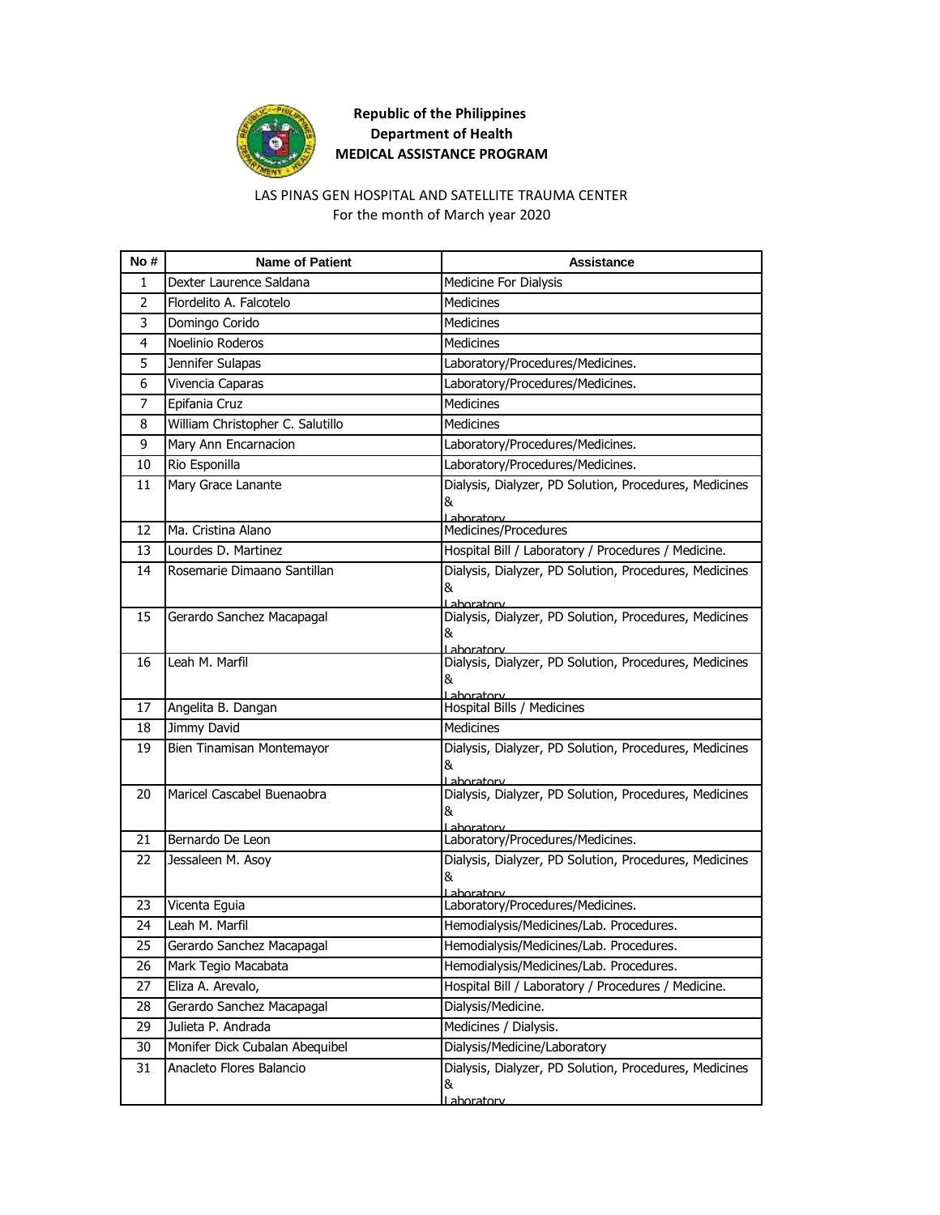**Republic of the Philippines**
**Department of Health**
**MEDICAL ASSISTANCE PROGRAM**

LAS PINAS GEN HOSPITAL AND SATELLITE TRAUMA CENTER
For the month of March year 2020

| No # | Name of Patient | Assistance |
|---|---|---|
| 1 | Dexter Laurence Saldana | Medicine For Dialysis |
| 2 | Flordelito A. Falcotelo | Medicines |
| 3 | Domingo Corido | Medicines |
| 4 | Noelinio Roderos | Medicines |
| 5 | Jennifer Sulapas | Laboratory/Procedures/Medicines. |
| 6 | Vivencia Caparas | Laboratory/Procedures/Medicines. |
| 7 | Epifania Cruz | Medicines |
| 8 | William Christopher C. Salutillo | Medicines |
| 9 | Mary Ann Encarnacion | Laboratory/Procedures/Medicines. |
| 10 | Rio Esponilla | Laboratory/Procedures/Medicines. |
| 11 | Mary Grace Lanante | Dialysis, Dialyzer, PD Solution, Procedures, Medicines & Laboratory |
| 12 | Ma. Cristina Alano | Medicines/Procedures |
| 13 | Lourdes D. Martinez | Hospital Bill / Laboratory / Procedures / Medicine. |
| 14 | Rosemarie Dimaano Santillan | Dialysis, Dialyzer, PD Solution, Procedures, Medicines & Laboratory |
| 15 | Gerardo Sanchez Macapagal | Dialysis, Dialyzer, PD Solution, Procedures, Medicines & Laboratory |
| 16 | Leah M. Marfil | Dialysis, Dialyzer, PD Solution, Procedures, Medicines & Laboratory |
| 17 | Angelita B. Dangan | Hospital Bills / Medicines |
| 18 | Jimmy David | Medicines |
| 19 | Bien Tinamisan Montemayor | Dialysis, Dialyzer, PD Solution, Procedures, Medicines & Laboratory |
| 20 | Maricel Cascabel Buenaobra | Dialysis, Dialyzer, PD Solution, Procedures, Medicines & Laboratory |
| 21 | Bernardo De Leon | Laboratory/Procedures/Medicines. |
| 22 | Jessaleen M. Asoy | Dialysis, Dialyzer, PD Solution, Procedures, Medicines & Laboratory |
| 23 | Vicenta Eguia | Laboratory/Procedures/Medicines. |
| 24 | Leah M. Marfil | Hemodialysis/Medicines/Lab. Procedures. |
| 25 | Gerardo Sanchez Macapagal | Hemodialysis/Medicines/Lab. Procedures. |
| 26 | Mark Tegio Macabata | Hemodialysis/Medicines/Lab. Procedures. |
| 27 | Eliza A. Arevalo, | Hospital Bill / Laboratory / Procedures / Medicine. |
| 28 | Gerardo Sanchez Macapagal | Dialysis/Medicine. |
| 29 | Julieta P. Andrada | Medicines / Dialysis. |
| 30 | Monifer Dick Cubalan Abequibel | Dialysis/Medicine/Laboratory |
| 31 | Anacleto Flores Balancio | Dialysis, Dialyzer, PD Solution, Procedures, Medicines & Laboratory |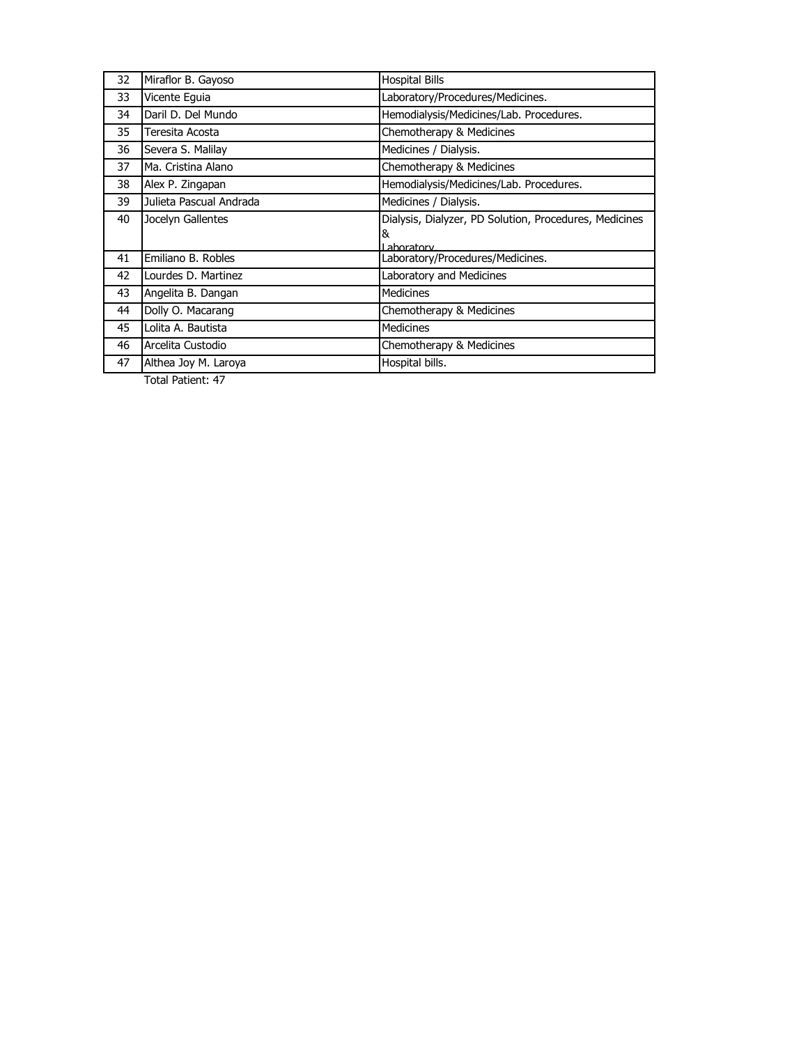| 32 | Miraflor B. Gayoso | Hospital Bills |
|---|---|---|
| 33 | Vicente Eguia | Laboratory/Procedures/Medicines. |
| 34 | Daril D. Del Mundo | Hemodialysis/Medicines/Lab. Procedures. |
| 35 | Teresita Acosta | Chemotherapy & Medicines |
| 36 | Severa S. Malilay | Medicines / Dialysis. |
| 37 | Ma. Cristina Alano | Chemotherapy & Medicines |
| 38 | Alex P. Zingapan | Hemodialysis/Medicines/Lab. Procedures. |
| 39 | Julieta Pascual Andrada | Medicines / Dialysis. |
| 40 | Jocelyn Gallentes | Dialysis, Dialyzer, PD Solution, Procedures, Medicines & Laboratory |
| 41 | Emiliano B. Robles | Laboratory/Procedures/Medicines. |
| 42 | Lourdes D. Martinez | Laboratory and Medicines |
| 43 | Angelita B. Dangan | Medicines |
| 44 | Dolly O. Macarang | Chemotherapy & Medicines |
| 45 | Lolita A. Bautista | Medicines |
| 46 | Arcelita Custodio | Chemotherapy & Medicines |
| 47 | Althea Joy M. Laroya | Hospital bills. |

Total Patient: 47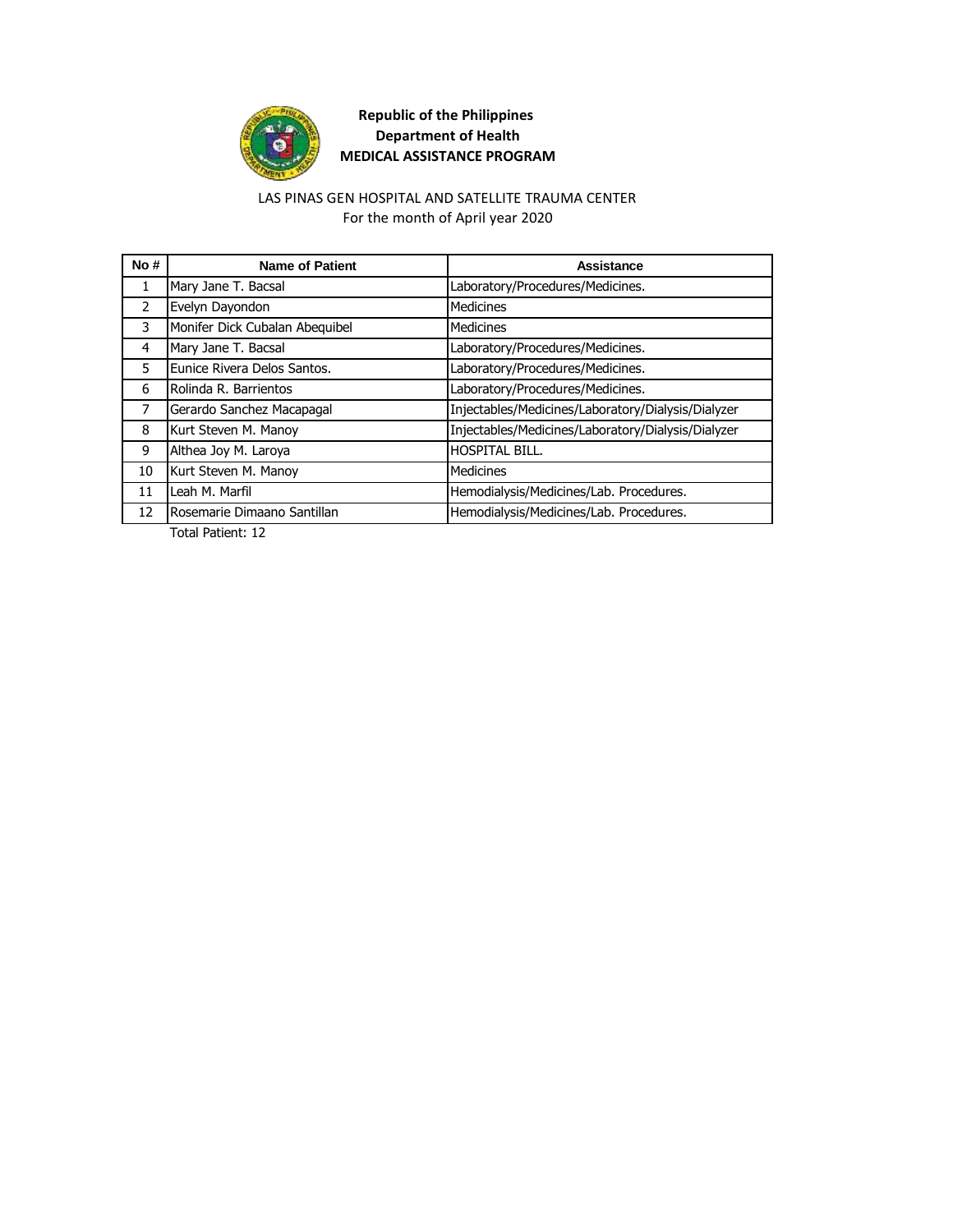**Republic of the Philippines**
**Department of Health**
**MEDICAL ASSISTANCE PROGRAM**

LAS PINAS GEN HOSPITAL AND SATELLITE TRAUMA CENTER
For the month of April year 2020

| No # | Name of Patient | Assistance |
|---|---|---|
| 1 | Mary Jane T. Bacsal | Laboratory/Procedures/Medicines. |
| 2 | Evelyn Dayondon | Medicines |
| 3 | Monifer Dick Cubalan Abequibel | Medicines |
| 4 | Mary Jane T. Bacsal | Laboratory/Procedures/Medicines. |
| 5 | Eunice Rivera Delos Santos. | Laboratory/Procedures/Medicines. |
| 6 | Rolinda R. Barrientos | Laboratory/Procedures/Medicines. |
| 7 | Gerardo Sanchez Macapagal | Injectables/Medicines/Laboratory/Dialysis/Dialyzer |
| 8 | Kurt Steven M. Manoy | Injectables/Medicines/Laboratory/Dialysis/Dialyzer |
| 9 | Althea Joy M. Laroya | HOSPITAL BILL. |
| 10 | Kurt Steven M. Manoy | Medicines |
| 11 | Leah M. Marfil | Hemodialysis/Medicines/Lab. Procedures. |
| 12 | Rosemarie Dimaano Santillan | Hemodialysis/Medicines/Lab. Procedures. |

Total Patient: 12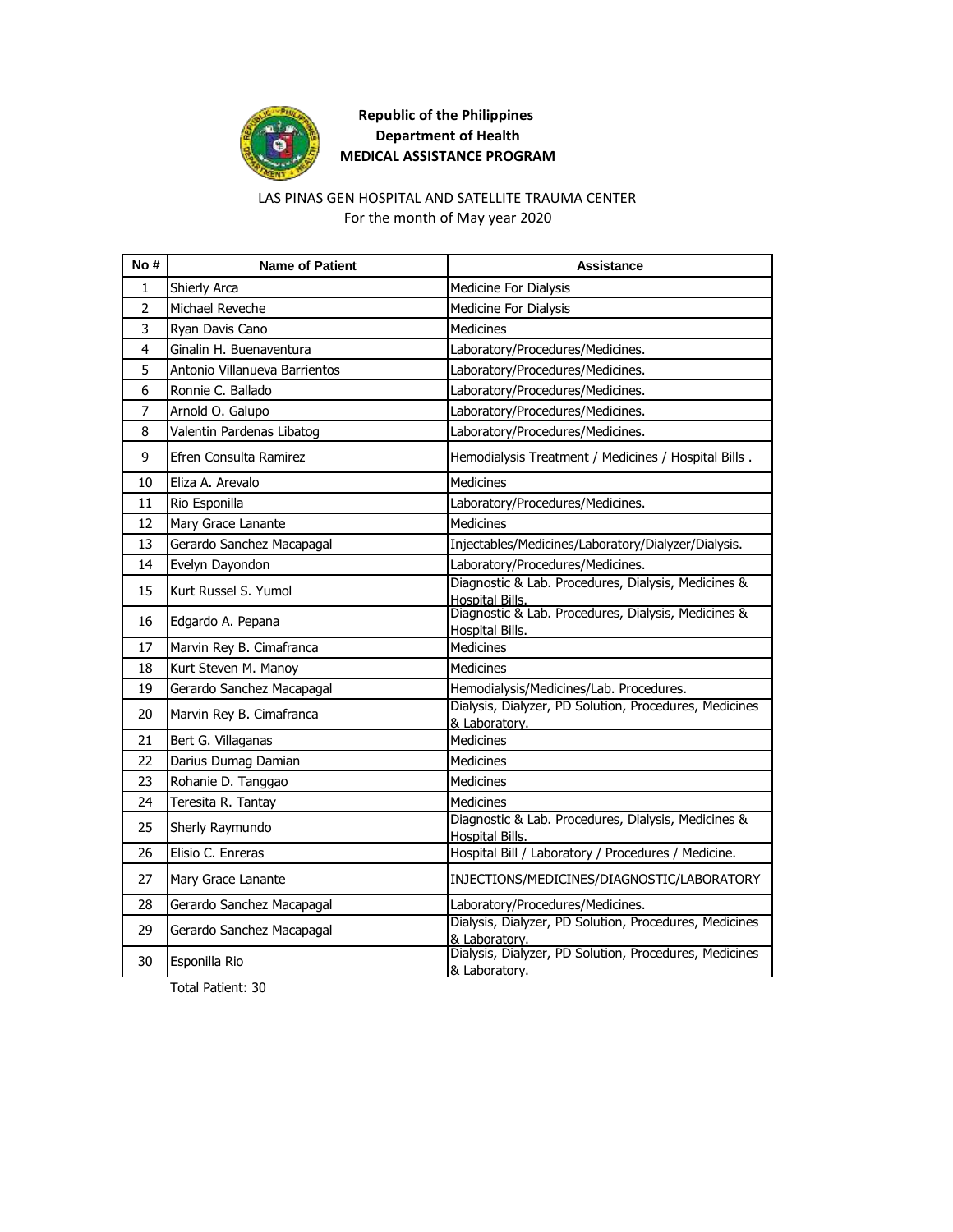**Republic of the Philippines**
**Department of Health**
**MEDICAL ASSISTANCE PROGRAM**

LAS PINAS GEN HOSPITAL AND SATELLITE TRAUMA CENTER
For the month of May year 2020

| No # | Name of Patient | Assistance |
|---|---|---|
| 1 | Shierly Arca | Medicine For Dialysis |
| 2 | Michael Reveche | Medicine For Dialysis |
| 3 | Ryan Davis Cano | Medicines |
| 4 | Ginalin H. Buenaventura | Laboratory/Procedures/Medicines. |
| 5 | Antonio Villanueva Barrientos | Laboratory/Procedures/Medicines. |
| 6 | Ronnie C. Ballado | Laboratory/Procedures/Medicines. |
| 7 | Arnold O. Galupo | Laboratory/Procedures/Medicines. |
| 8 | Valentin Pardenas Libatog | Laboratory/Procedures/Medicines. |
| 9 | Efren Consulta Ramirez | Hemodialysis Treatment / Medicines / Hospital Bills . |
| 10 | Eliza A. Arevalo | Medicines |
| 11 | Rio Esponilla | Laboratory/Procedures/Medicines. |
| 12 | Mary Grace Lanante | Medicines |
| 13 | Gerardo Sanchez Macapagal | Injectables/Medicines/Laboratory/Dialyzer/Dialysis. |
| 14 | Evelyn Dayondon | Laboratory/Procedures/Medicines. |
| 15 | Kurt Russel S. Yumol | Diagnostic & Lab. Procedures, Dialysis, Medicines & Hospital Bills. |
| 16 | Edgardo A. Pepana | Diagnostic & Lab. Procedures, Dialysis, Medicines & Hospital Bills. |
| 17 | Marvin Rey B. Cimafranca | Medicines |
| 18 | Kurt Steven M. Manoy | Medicines |
| 19 | Gerardo Sanchez Macapagal | Hemodialysis/Medicines/Lab. Procedures. |
| 20 | Marvin Rey B. Cimafranca | Dialysis, Dialyzer, PD Solution, Procedures, Medicines & Laboratory. |
| 21 | Bert G. Villaganas | Medicines |
| 22 | Darius Dumag Damian | Medicines |
| 23 | Rohanie D. Tanggao | Medicines |
| 24 | Teresita R. Tantay | Medicines |
| 25 | Sherly Raymundo | Diagnostic & Lab. Procedures, Dialysis, Medicines & Hospital Bills. |
| 26 | Elisio C. Enreras | Hospital Bill / Laboratory / Procedures / Medicine. |
| 27 | Mary Grace Lanante | INJECTIONS/MEDICINES/DIAGNOSTIC/LABORATORY |
| 28 | Gerardo Sanchez Macapagal | Laboratory/Procedures/Medicines. |
| 29 | Gerardo Sanchez Macapagal | Dialysis, Dialyzer, PD Solution, Procedures, Medicines & Laboratory. |
| 30 | Esponilla Rio | Dialysis, Dialyzer, PD Solution, Procedures, Medicines & Laboratory. |

Total Patient: 30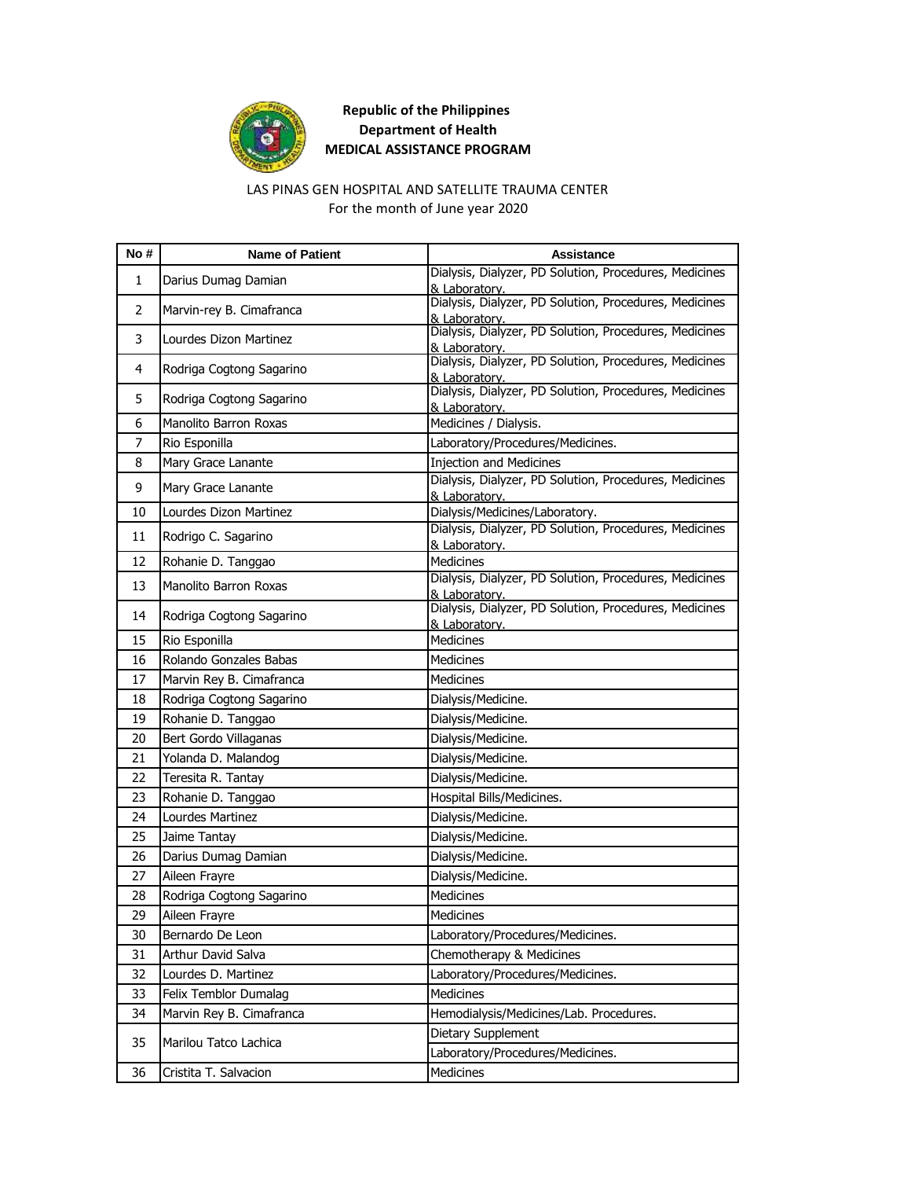**Republic of the Philippines**
**Department of Health**
**MEDICAL ASSISTANCE PROGRAM**

LAS PINAS GEN HOSPITAL AND SATELLITE TRAUMA CENTER
For the month of June year 2020

| No # | Name of Patient | Assistance |
|---|---|---|
| 1 | Darius Dumag Damian | Dialysis, Dialyzer, PD Solution, Procedures, Medicines & Laboratory. |
| 2 | Marvin-rey B. Cimafranca | Dialysis, Dialyzer, PD Solution, Procedures, Medicines & Laboratory. |
| 3 | Lourdes Dizon Martinez | Dialysis, Dialyzer, PD Solution, Procedures, Medicines & Laboratory. |
| 4 | Rodriga Cogtong Sagarino | Dialysis, Dialyzer, PD Solution, Procedures, Medicines & Laboratory. |
| 5 | Rodriga Cogtong Sagarino | Dialysis, Dialyzer, PD Solution, Procedures, Medicines & Laboratory. |
| 6 | Manolito Barron Roxas | Medicines / Dialysis. |
| 7 | Rio Esponilla | Laboratory/Procedures/Medicines. |
| 8 | Mary Grace Lanante | Injection and Medicines |
| 9 | Mary Grace Lanante | Dialysis, Dialyzer, PD Solution, Procedures, Medicines & Laboratory. |
| 10 | Lourdes Dizon Martinez | Dialysis/Medicines/Laboratory. |
| 11 | Rodrigo C. Sagarino | Dialysis, Dialyzer, PD Solution, Procedures, Medicines & Laboratory. |
| 12 | Rohanie D. Tanggao | Medicines |
| 13 | Manolito Barron Roxas | Dialysis, Dialyzer, PD Solution, Procedures, Medicines & Laboratory. |
| 14 | Rodriga Cogtong Sagarino | Dialysis, Dialyzer, PD Solution, Procedures, Medicines & Laboratory. |
| 15 | Rio Esponilla | Medicines |
| 16 | Rolando Gonzales Babas | Medicines |
| 17 | Marvin Rey B. Cimafranca | Medicines |
| 18 | Rodriga Cogtong Sagarino | Dialysis/Medicine. |
| 19 | Rohanie D. Tanggao | Dialysis/Medicine. |
| 20 | Bert Gordo Villaganas | Dialysis/Medicine. |
| 21 | Yolanda D. Malandog | Dialysis/Medicine. |
| 22 | Teresita R. Tantay | Dialysis/Medicine. |
| 23 | Rohanie D. Tanggao | Hospital Bills/Medicines. |
| 24 | Lourdes Martinez | Dialysis/Medicine. |
| 25 | Jaime Tantay | Dialysis/Medicine. |
| 26 | Darius Dumag Damian | Dialysis/Medicine. |
| 27 | Aileen Frayre | Dialysis/Medicine. |
| 28 | Rodriga Cogtong Sagarino | Medicines |
| 29 | Aileen Frayre | Medicines |
| 30 | Bernardo De Leon | Laboratory/Procedures/Medicines. |
| 31 | Arthur David Salva | Chemotherapy & Medicines |
| 32 | Lourdes D. Martinez | Laboratory/Procedures/Medicines. |
| 33 | Felix Temblor Dumalag | Medicines |
| 34 | Marvin Rey B. Cimafranca | Hemodialysis/Medicines/Lab. Procedures. |
| 35 | Marilou Tatco Lachica | Dietary Supplement |
| | | Laboratory/Procedures/Medicines. |
| 36 | Cristita T. Salvacion | Medicines |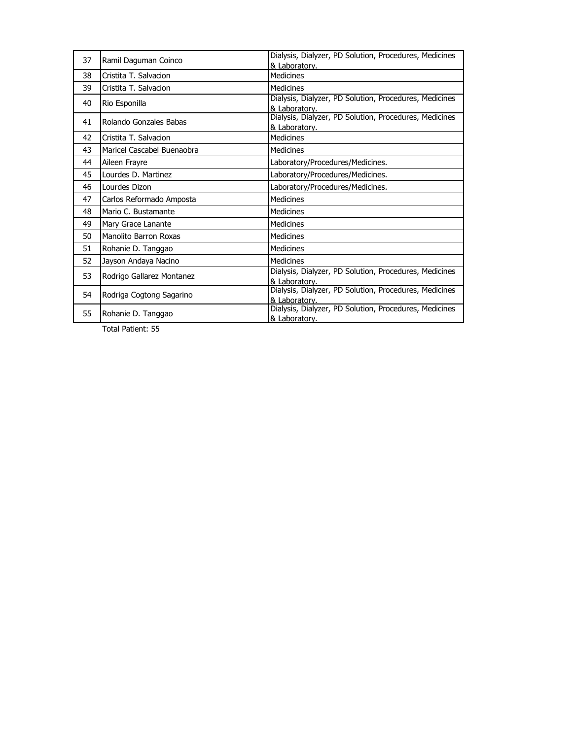| 37 | Ramil Daguman Coinco | Dialysis, Dialyzer, PD Solution, Procedures, Medicines & Laboratory. |
|---|---|---|
| 38 | Cristita T. Salvacion | Medicines |
| 39 | Cristita T. Salvacion | Medicines |
| 40 | Rio Esponilla | Dialysis, Dialyzer, PD Solution, Procedures, Medicines & Laboratory. |
| 41 | Rolando Gonzales Babas | Dialysis, Dialyzer, PD Solution, Procedures, Medicines & Laboratory. |
| 42 | Cristita T. Salvacion | Medicines |
| 43 | Maricel Cascabel Buenaobra | Medicines |
| 44 | Aileen Frayre | Laboratory/Procedures/Medicines. |
| 45 | Lourdes D. Martinez | Laboratory/Procedures/Medicines. |
| 46 | Lourdes Dizon | Laboratory/Procedures/Medicines. |
| 47 | Carlos Reformado Amposta | Medicines |
| 48 | Mario C. Bustamante | Medicines |
| 49 | Mary Grace Lanante | Medicines |
| 50 | Manolito Barron Roxas | Medicines |
| 51 | Rohanie D. Tanggao | Medicines |
| 52 | Jayson Andaya Nacino | Medicines |
| 53 | Rodrigo Gallarez Montanez | Dialysis, Dialyzer, PD Solution, Procedures, Medicines & Laboratory. |
| 54 | Rodriga Cogtong Sagarino | Dialysis, Dialyzer, PD Solution, Procedures, Medicines & Laboratory. |
| 55 | Rohanie D. Tanggao | Dialysis, Dialyzer, PD Solution, Procedures, Medicines & Laboratory. |

Total Patient: 55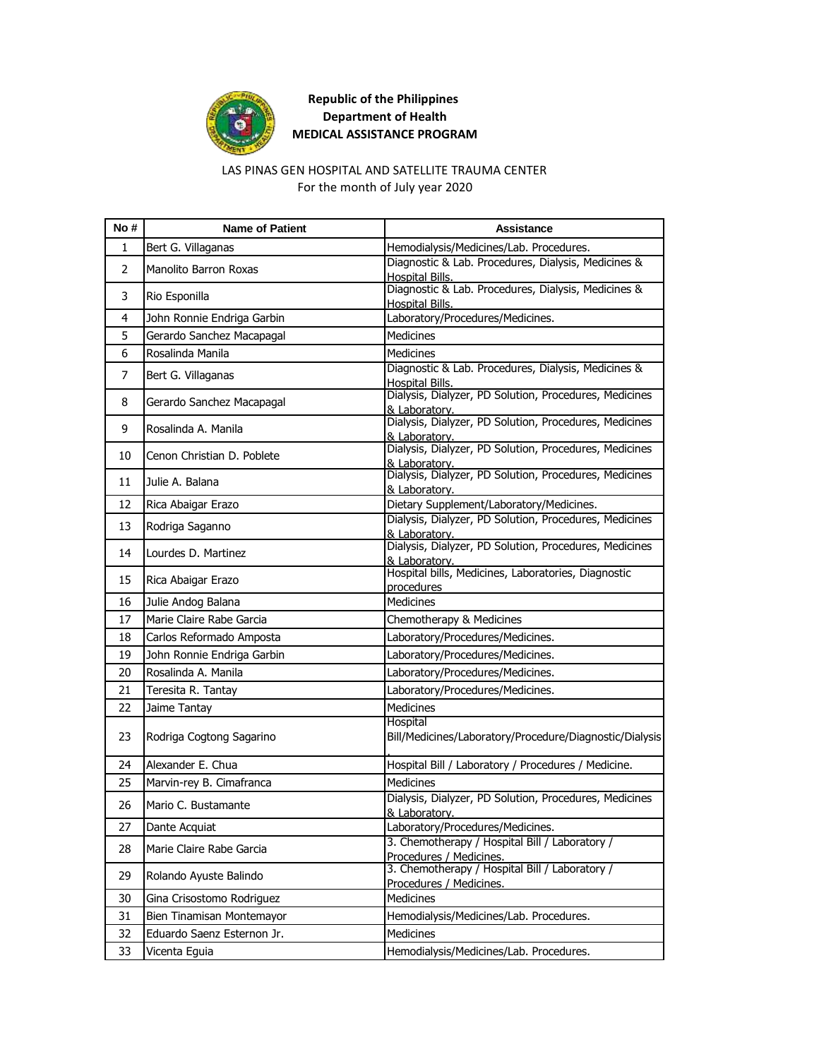**Republic of the Philippines**
**Department of Health**
**MEDICAL ASSISTANCE PROGRAM**

LAS PINAS GEN HOSPITAL AND SATELLITE TRAUMA CENTER
For the month of July year 2020

| No # | Name of Patient | Assistance |
|---|---|---|
| 1 | Bert G. Villaganas | Hemodialysis/Medicines/Lab. Procedures. |
| 2 | Manolito Barron Roxas | Diagnostic & Lab. Procedures, Dialysis, Medicines & Hospital Bills. |
| 3 | Rio Esponilla | Diagnostic & Lab. Procedures, Dialysis, Medicines & Hospital Bills. |
| 4 | John Ronnie Endriga Garbin | Laboratory/Procedures/Medicines. |
| 5 | Gerardo Sanchez Macapagal | Medicines |
| 6 | Rosalinda Manila | Medicines |
| 7 | Bert G. Villaganas | Diagnostic & Lab. Procedures, Dialysis, Medicines & Hospital Bills. |
| 8 | Gerardo Sanchez Macapagal | Dialysis, Dialyzer, PD Solution, Procedures, Medicines & Laboratory. |
| 9 | Rosalinda A. Manila | Dialysis, Dialyzer, PD Solution, Procedures, Medicines & Laboratory. |
| 10 | Cenon Christian D. Poblete | Dialysis, Dialyzer, PD Solution, Procedures, Medicines & Laboratory. |
| 11 | Julie A. Balana | Dialysis, Dialyzer, PD Solution, Procedures, Medicines & Laboratory. |
| 12 | Rica Abaigar Erazo | Dietary Supplement/Laboratory/Medicines. |
| 13 | Rodriga Saganno | Dialysis, Dialyzer, PD Solution, Procedures, Medicines & Laboratory. |
| 14 | Lourdes D. Martinez | Dialysis, Dialyzer, PD Solution, Procedures, Medicines & Laboratory. |
| 15 | Rica Abaigar Erazo | Hospital bills, Medicines, Laboratories, Diagnostic procedures |
| 16 | Julie Andog Balana | Medicines |
| 17 | Marie Claire Rabe Garcia | Chemotherapy & Medicines |
| 18 | Carlos Reformado Amposta | Laboratory/Procedures/Medicines. |
| 19 | John Ronnie Endriga Garbin | Laboratory/Procedures/Medicines. |
| 20 | Rosalinda A. Manila | Laboratory/Procedures/Medicines. |
| 21 | Teresita R. Tantay | Laboratory/Procedures/Medicines. |
| 22 | Jaime Tantay | Medicines |
| 23 | Rodriga Cogtong Sagarino | Hospital Bill/Medicines/Laboratory/Procedure/Diagnostic/Dialysis. |
| 24 | Alexander E. Chua | Hospital Bill / Laboratory / Procedures / Medicine. |
| 25 | Marvin-rey B. Cimafranca | Medicines |
| 26 | Mario C. Bustamante | Dialysis, Dialyzer, PD Solution, Procedures, Medicines & Laboratory. |
| 27 | Dante Acquiat | Laboratory/Procedures/Medicines. |
| 28 | Marie Claire Rabe Garcia | 3. Chemotherapy / Hospital Bill / Laboratory / Procedures / Medicines. |
| 29 | Rolando Ayuste Balindo | 3. Chemotherapy / Hospital Bill / Laboratory / Procedures / Medicines. |
| 30 | Gina Crisostomo Rodriguez | Medicines |
| 31 | Bien Tinamisan Montemayor | Hemodialysis/Medicines/Lab. Procedures. |
| 32 | Eduardo Saenz Esternon Jr. | Medicines |
| 33 | Vicenta Eguia | Hemodialysis/Medicines/Lab. Procedures. |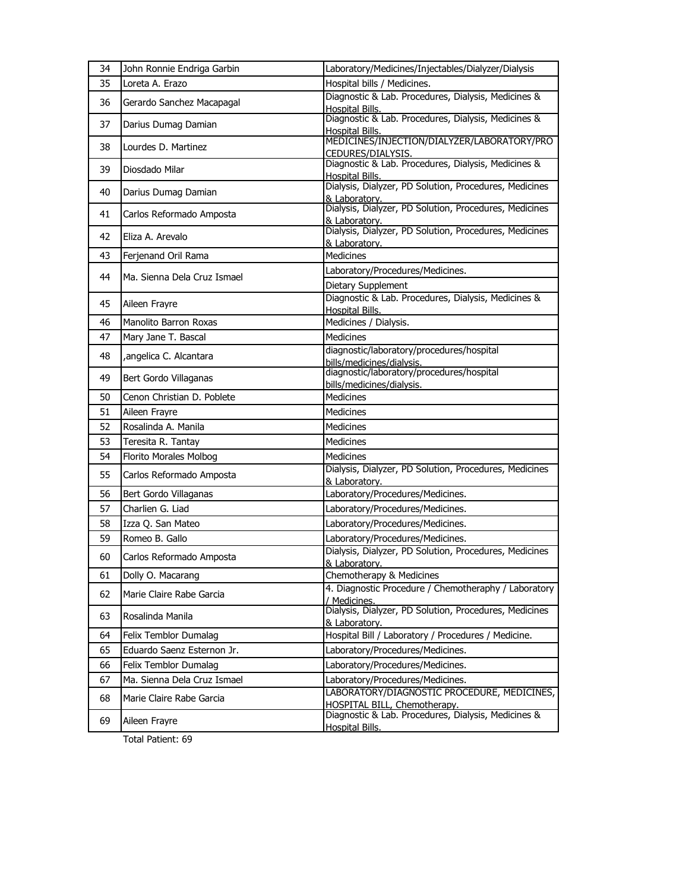| 34 | John Ronnie Endriga Garbin | Laboratory/Medicines/Injectables/Dialyzer/Dialysis |
|---|---|---|
| 35 | Loreta A. Erazo | Hospital bills / Medicines. |
| 36 | Gerardo Sanchez Macapagal | Diagnostic & Lab. Procedures, Dialysis, Medicines & Hospital Bills. |
| 37 | Darius Dumag Damian | Diagnostic & Lab. Procedures, Dialysis, Medicines & Hospital Bills. |
| 38 | Lourdes D. Martinez | MEDICINES/INJECTION/DIALYZER/LABORATORY/PROCEDURES/DIALYSIS. |
| 39 | Diosdado Milar | Diagnostic & Lab. Procedures, Dialysis, Medicines & Hospital Bills. |
| 40 | Darius Dumag Damian | Dialysis, Dialyzer, PD Solution, Procedures, Medicines & Laboratory. |
| 41 | Carlos Reformado Amposta | Dialysis, Dialyzer, PD Solution, Procedures, Medicines & Laboratory. |
| 42 | Eliza A. Arevalo | Dialysis, Dialyzer, PD Solution, Procedures, Medicines & Laboratory. |
| 43 | Ferjenand Oril Rama | Medicines |
| 44 | Ma. Sienna Dela Cruz Ismael | Laboratory/Procedures/Medicines. |
| | | Dietary Supplement |
| 45 | Aileen Frayre | Diagnostic & Lab. Procedures, Dialysis, Medicines & Hospital Bills. |
| 46 | Manolito Barron Roxas | Medicines / Dialysis. |
| 47 | Mary Jane T. Bascal | Medicines |
| 48 | ,angelica C. Alcantara | diagnostic/laboratory/procedures/hospital bills/medicines/dialysis. |
| 49 | Bert Gordo Villaganas | diagnostic/laboratory/procedures/hospital bills/medicines/dialysis. |
| 50 | Cenon Christian D. Poblete | Medicines |
| 51 | Aileen Frayre | Medicines |
| 52 | Rosalinda A. Manila | Medicines |
| 53 | Teresita R. Tantay | Medicines |
| 54 | Florito Morales Molbog | Medicines |
| 55 | Carlos Reformado Amposta | Dialysis, Dialyzer, PD Solution, Procedures, Medicines & Laboratory. |
| 56 | Bert Gordo Villaganas | Laboratory/Procedures/Medicines. |
| 57 | Charlien G. Liad | Laboratory/Procedures/Medicines. |
| 58 | Izza Q. San Mateo | Laboratory/Procedures/Medicines. |
| 59 | Romeo B. Gallo | Laboratory/Procedures/Medicines. |
| 60 | Carlos Reformado Amposta | Dialysis, Dialyzer, PD Solution, Procedures, Medicines & Laboratory. |
| 61 | Dolly O. Macarang | Chemotherapy & Medicines |
| 62 | Marie Claire Rabe Garcia | 4. Diagnostic Procedure / Chemotherapy / Laboratory / Medicines. |
| 63 | Rosalinda Manila | Dialysis, Dialyzer, PD Solution, Procedures, Medicines & Laboratory. |
| 64 | Felix Temblor Dumalag | Hospital Bill / Laboratory / Procedures / Medicine. |
| 65 | Eduardo Saenz Esternon Jr. | Laboratory/Procedures/Medicines. |
| 66 | Felix Temblor Dumalag | Laboratory/Procedures/Medicines. |
| 67 | Ma. Sienna Dela Cruz Ismael | Laboratory/Procedures/Medicines. |
| 68 | Marie Claire Rabe Garcia | LABORATORY/DIAGNOSTIC PROCEDURE, MEDICINES, HOSPITAL BILL, Chemotherapy. |
| 69 | Aileen Frayre | Diagnostic & Lab. Procedures, Dialysis, Medicines & Hospital Bills. |

Total Patient: 69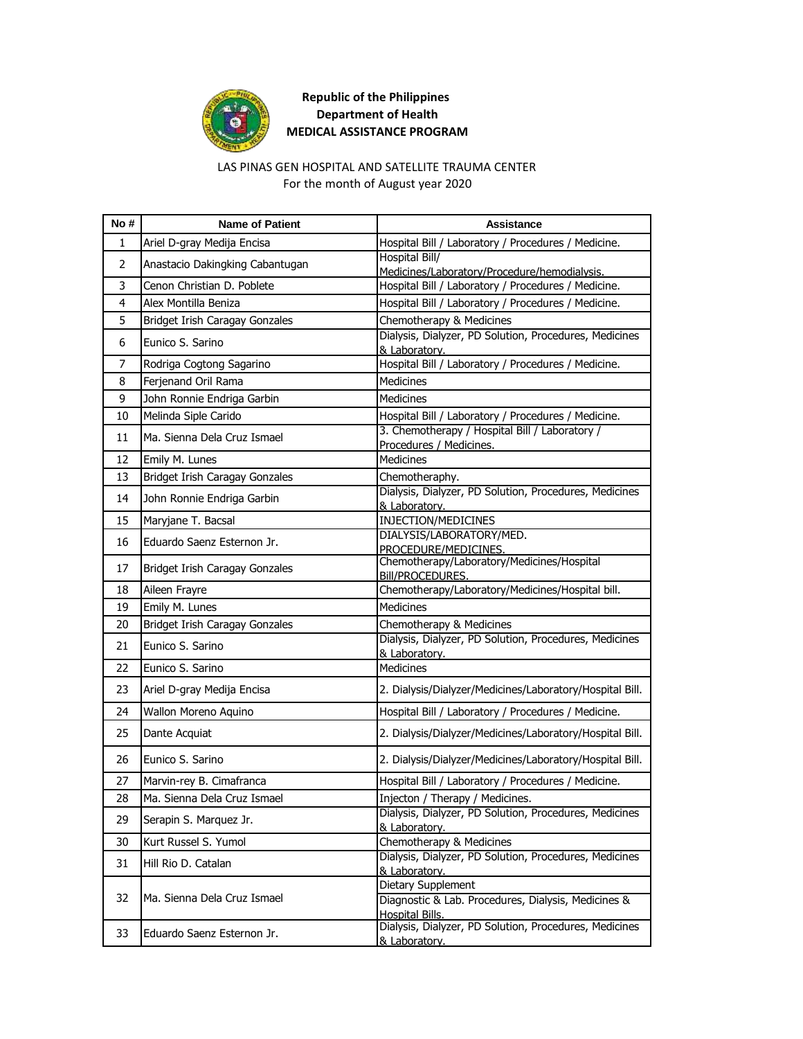**Republic of the Philippines**
**Department of Health**
**MEDICAL ASSISTANCE PROGRAM**

LAS PINAS GEN HOSPITAL AND SATELLITE TRAUMA CENTER
For the month of August year 2020

| No # | Name of Patient | Assistance |
|---|---|---|
| 1 | Ariel D-gray Medija Encisa | Hospital Bill / Laboratory / Procedures / Medicine. |
| 2 | Anastacio Dakingking Cabantugan | Hospital Bill/ Medicines/Laboratory/Procedure/hemodialysis. |
| 3 | Cenon Christian D. Poblete | Hospital Bill / Laboratory / Procedures / Medicine. |
| 4 | Alex Montilla Beniza | Hospital Bill / Laboratory / Procedures / Medicine. |
| 5 | Bridget Irish Caragay Gonzales | Chemotherapy & Medicines |
| 6 | Eunico S. Sarino | Dialysis, Dialyzer, PD Solution, Procedures, Medicines & Laboratory. |
| 7 | Rodriga Cogtong Sagarino | Hospital Bill / Laboratory / Procedures / Medicine. |
| 8 | Ferjenand Oril Rama | Medicines |
| 9 | John Ronnie Endriga Garbin | Medicines |
| 10 | Melinda Siple Carido | Hospital Bill / Laboratory / Procedures / Medicine. |
| 11 | Ma. Sienna Dela Cruz Ismael | 3. Chemotherapy / Hospital Bill / Laboratory / Procedures / Medicines. |
| 12 | Emily M. Lunes | Medicines |
| 13 | Bridget Irish Caragay Gonzales | Chemotheraphy. |
| 14 | John Ronnie Endriga Garbin | Dialysis, Dialyzer, PD Solution, Procedures, Medicines & Laboratory. |
| 15 | Maryjane T. Bacsal | INJECTION/MEDICINES |
| 16 | Eduardo Saenz Esternon Jr. | DIALYSIS/LABORATORY/MED. PROCEDURE/MEDICINES. |
| 17 | Bridget Irish Caragay Gonzales | Chemotherapy/Laboratory/Medicines/Hospital Bill/PROCEDURES. |
| 18 | Aileen Frayre | Chemotherapy/Laboratory/Medicines/Hospital bill. |
| 19 | Emily M. Lunes | Medicines |
| 20 | Bridget Irish Caragay Gonzales | Chemotherapy & Medicines |
| 21 | Eunico S. Sarino | Dialysis, Dialyzer, PD Solution, Procedures, Medicines & Laboratory. |
| 22 | Eunico S. Sarino | Medicines |
| 23 | Ariel D-gray Medija Encisa | 2. Dialysis/Dialyzer/Medicines/Laboratory/Hospital Bill. |
| 24 | Wallon Moreno Aquino | Hospital Bill / Laboratory / Procedures / Medicine. |
| 25 | Dante Acquiat | 2. Dialysis/Dialyzer/Medicines/Laboratory/Hospital Bill. |
| 26 | Eunico S. Sarino | 2. Dialysis/Dialyzer/Medicines/Laboratory/Hospital Bill. |
| 27 | Marvin-rey B. Cimafranca | Hospital Bill / Laboratory / Procedures / Medicine. |
| 28 | Ma. Sienna Dela Cruz Ismael | Injecton / Therapy / Medicines. |
| 29 | Serapin S. Marquez Jr. | Dialysis, Dialyzer, PD Solution, Procedures, Medicines & Laboratory. |
| 30 | Kurt Russel S. Yumol | Chemotherapy & Medicines |
| 31 | Hill Rio D. Catalan | Dialysis, Dialyzer, PD Solution, Procedures, Medicines & Laboratory. |
| 32 | Ma. Sienna Dela Cruz Ismael | Dietary Supplement<br>Diagnostic & Lab. Procedures, Dialysis, Medicines & Hospital Bills. |
| 33 | Eduardo Saenz Esternon Jr. | Dialysis, Dialyzer, PD Solution, Procedures, Medicines & Laboratory. |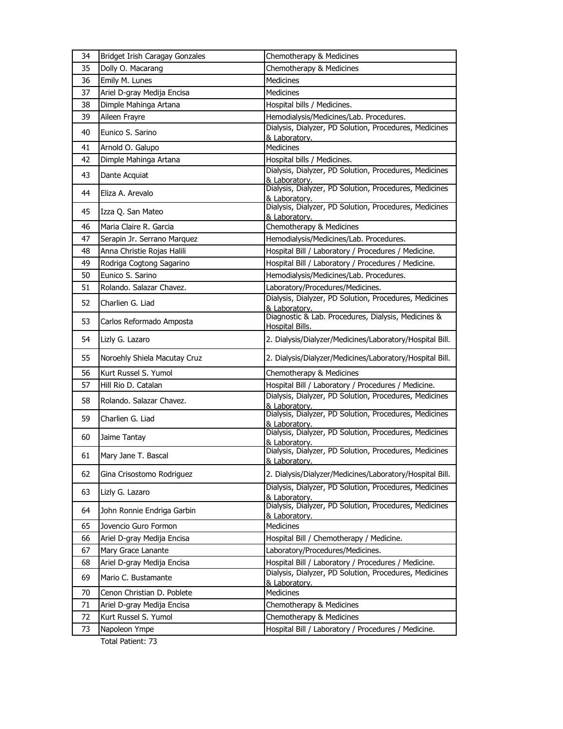| 34 | Bridget Irish Caragay Gonzales | Chemotherapy & Medicines |
|---|---|---|
| 35 | Dolly O. Macarang | Chemotherapy & Medicines |
| 36 | Emily M. Lunes | Medicines |
| 37 | Ariel D-gray Medija Encisa | Medicines |
| 38 | Dimple Mahinga Artana | Hospital bills / Medicines. |
| 39 | Aileen Frayre | Hemodialysis/Medicines/Lab. Procedures. |
| 40 | Eunico S. Sarino | Dialysis, Dialyzer, PD Solution, Procedures, Medicines & Laboratory. |
| 41 | Arnold O. Galupo | Medicines |
| 42 | Dimple Mahinga Artana | Hospital bills / Medicines. |
| 43 | Dante Acquiat | Dialysis, Dialyzer, PD Solution, Procedures, Medicines & Laboratory. |
| 44 | Eliza A. Arevalo | Dialysis, Dialyzer, PD Solution, Procedures, Medicines & Laboratory. |
| 45 | Izza Q. San Mateo | Dialysis, Dialyzer, PD Solution, Procedures, Medicines & Laboratory. |
| 46 | Maria Claire R. Garcia | Chemotherapy & Medicines |
| 47 | Serapin Jr. Serrano Marquez | Hemodialysis/Medicines/Lab. Procedures. |
| 48 | Anna Christie Rojas Halili | Hospital Bill / Laboratory / Procedures / Medicine. |
| 49 | Rodriga Cogtong Sagarino | Hospital Bill / Laboratory / Procedures / Medicine. |
| 50 | Eunico S. Sarino | Hemodialysis/Medicines/Lab. Procedures. |
| 51 | Rolando. Salazar Chavez. | Laboratory/Procedures/Medicines. |
| 52 | Charlien G. Liad | Dialysis, Dialyzer, PD Solution, Procedures, Medicines & Laboratory. |
| 53 | Carlos Reformado Amposta | Diagnostic & Lab. Procedures, Dialysis, Medicines & Hospital Bills. |
| 54 | Lizly G. Lazaro | 2. Dialysis/Dialyzer/Medicines/Laboratory/Hospital Bill. |
| 55 | Noroehly Shiela Macutay Cruz | 2. Dialysis/Dialyzer/Medicines/Laboratory/Hospital Bill. |
| 56 | Kurt Russel S. Yumol | Chemotherapy & Medicines |
| 57 | Hill Rio D. Catalan | Hospital Bill / Laboratory / Procedures / Medicine. |
| 58 | Rolando. Salazar Chavez. | Dialysis, Dialyzer, PD Solution, Procedures, Medicines & Laboratory. |
| 59 | Charlien G. Liad | Dialysis, Dialyzer, PD Solution, Procedures, Medicines & Laboratory. |
| 60 | Jaime Tantay | Dialysis, Dialyzer, PD Solution, Procedures, Medicines & Laboratory. |
| 61 | Mary Jane T. Bascal | Dialysis, Dialyzer, PD Solution, Procedures, Medicines & Laboratory. |
| 62 | Gina Crisostomo Rodriguez | 2. Dialysis/Dialyzer/Medicines/Laboratory/Hospital Bill. |
| 63 | Lizly G. Lazaro | Dialysis, Dialyzer, PD Solution, Procedures, Medicines & Laboratory. |
| 64 | John Ronnie Endriga Garbin | Dialysis, Dialyzer, PD Solution, Procedures, Medicines & Laboratory. |
| 65 | Jovencio Guro Formon | Medicines |
| 66 | Ariel D-gray Medija Encisa | Hospital Bill / Chemotherapy / Medicine. |
| 67 | Mary Grace Lanante | Laboratory/Procedures/Medicines. |
| 68 | Ariel D-gray Medija Encisa | Hospital Bill / Laboratory / Procedures / Medicine. |
| 69 | Mario C. Bustamante | Dialysis, Dialyzer, PD Solution, Procedures, Medicines & Laboratory. |
| 70 | Cenon Christian D. Poblete | Medicines |
| 71 | Ariel D-gray Medija Encisa | Chemotherapy & Medicines |
| 72 | Kurt Russel S. Yumol | Chemotherapy & Medicines |
| 73 | Napoleon Ympe | Hospital Bill / Laboratory / Procedures / Medicine. |

Total Patient: 73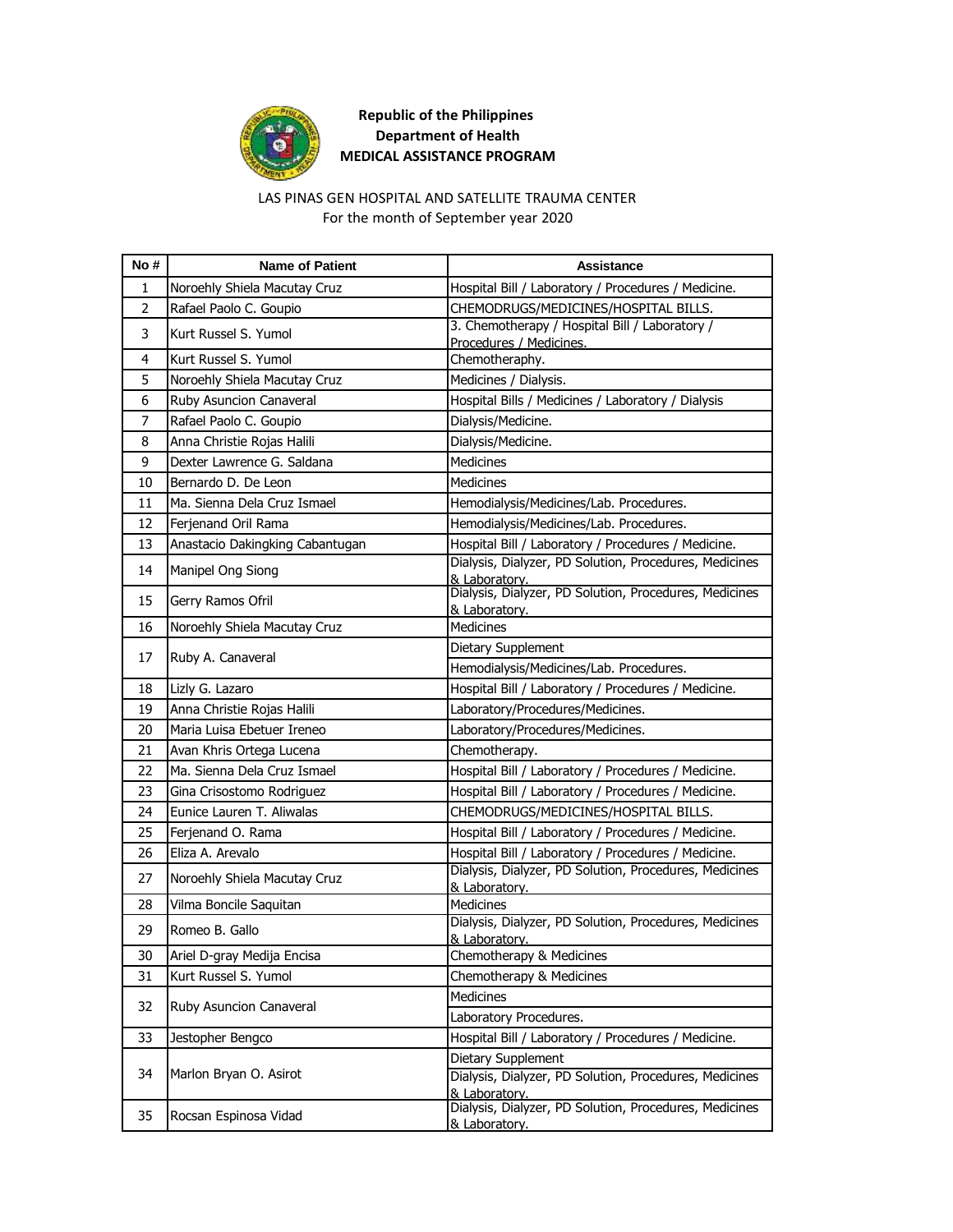**Republic of the Philippines**
**Department of Health**
**MEDICAL ASSISTANCE PROGRAM**

LAS PINAS GEN HOSPITAL AND SATELLITE TRAUMA CENTER
For the month of September year 2020

| No # | Name of Patient | Assistance |
|---|---|---|
| 1 | Noroehly Shiela Macutay Cruz | Hospital Bill / Laboratory / Procedures / Medicine. |
| 2 | Rafael Paolo C. Goupio | CHEMODRUGS/MEDICINES/HOSPITAL BILLS. |
| 3 | Kurt Russel S. Yumol | 3. Chemotherapy / Hospital Bill / Laboratory / Procedures / Medicines. |
| 4 | Kurt Russel S. Yumol | Chemotheraphy. |
| 5 | Noroehly Shiela Macutay Cruz | Medicines / Dialysis. |
| 6 | Ruby Asuncion Canaveral | Hospital Bills / Medicines / Laboratory / Dialysis |
| 7 | Rafael Paolo C. Goupio | Dialysis/Medicine. |
| 8 | Anna Christie Rojas Halili | Dialysis/Medicine. |
| 9 | Dexter Lawrence G. Saldana | Medicines |
| 10 | Bernardo D. De Leon | Medicines |
| 11 | Ma. Sienna Dela Cruz Ismael | Hemodialysis/Medicines/Lab. Procedures. |
| 12 | Ferjenand Oril Rama | Hemodialysis/Medicines/Lab. Procedures. |
| 13 | Anastacio Dakingking Cabantugan | Hospital Bill / Laboratory / Procedures / Medicine. |
| 14 | Manipel Ong Siong | Dialysis, Dialyzer, PD Solution, Procedures, Medicines & Laboratory. |
| 15 | Gerry Ramos Ofril | Dialysis, Dialyzer, PD Solution, Procedures, Medicines & Laboratory. |
| 16 | Noroehly Shiela Macutay Cruz | Medicines |
| 17 | Ruby A. Canaveral | Dietary Supplement |
| | | Hemodialysis/Medicines/Lab. Procedures. |
| 18 | Lizly G. Lazaro | Hospital Bill / Laboratory / Procedures / Medicine. |
| 19 | Anna Christie Rojas Halili | Laboratory/Procedures/Medicines. |
| 20 | Maria Luisa Ebetuer Ireneo | Laboratory/Procedures/Medicines. |
| 21 | Avan Khris Ortega Lucena | Chemotherapy. |
| 22 | Ma. Sienna Dela Cruz Ismael | Hospital Bill / Laboratory / Procedures / Medicine. |
| 23 | Gina Crisostomo Rodriguez | Hospital Bill / Laboratory / Procedures / Medicine. |
| 24 | Eunice Lauren T. Aliwalas | CHEMODRUGS/MEDICINES/HOSPITAL BILLS. |
| 25 | Ferjenand O. Rama | Hospital Bill / Laboratory / Procedures / Medicine. |
| 26 | Eliza A. Arevalo | Hospital Bill / Laboratory / Procedures / Medicine. |
| 27 | Noroehly Shiela Macutay Cruz | Dialysis, Dialyzer, PD Solution, Procedures, Medicines & Laboratory. |
| 28 | Vilma Boncile Saquitan | Medicines |
| 29 | Romeo B. Gallo | Dialysis, Dialyzer, PD Solution, Procedures, Medicines & Laboratory. |
| 30 | Ariel D-gray Medija Encisa | Chemotherapy & Medicines |
| 31 | Kurt Russel S. Yumol | Chemotherapy & Medicines |
| 32 | Ruby Asuncion Canaveral | Medicines |
| | | Laboratory Procedures. |
| 33 | Jestopher Bengco | Hospital Bill / Laboratory / Procedures / Medicine. |
| 34 | Marlon Bryan O. Asirot | Dietary Supplement |
| | | Dialysis, Dialyzer, PD Solution, Procedures, Medicines & Laboratory. |
| 35 | Rocsan Espinosa Vidad | Dialysis, Dialyzer, PD Solution, Procedures, Medicines & Laboratory. |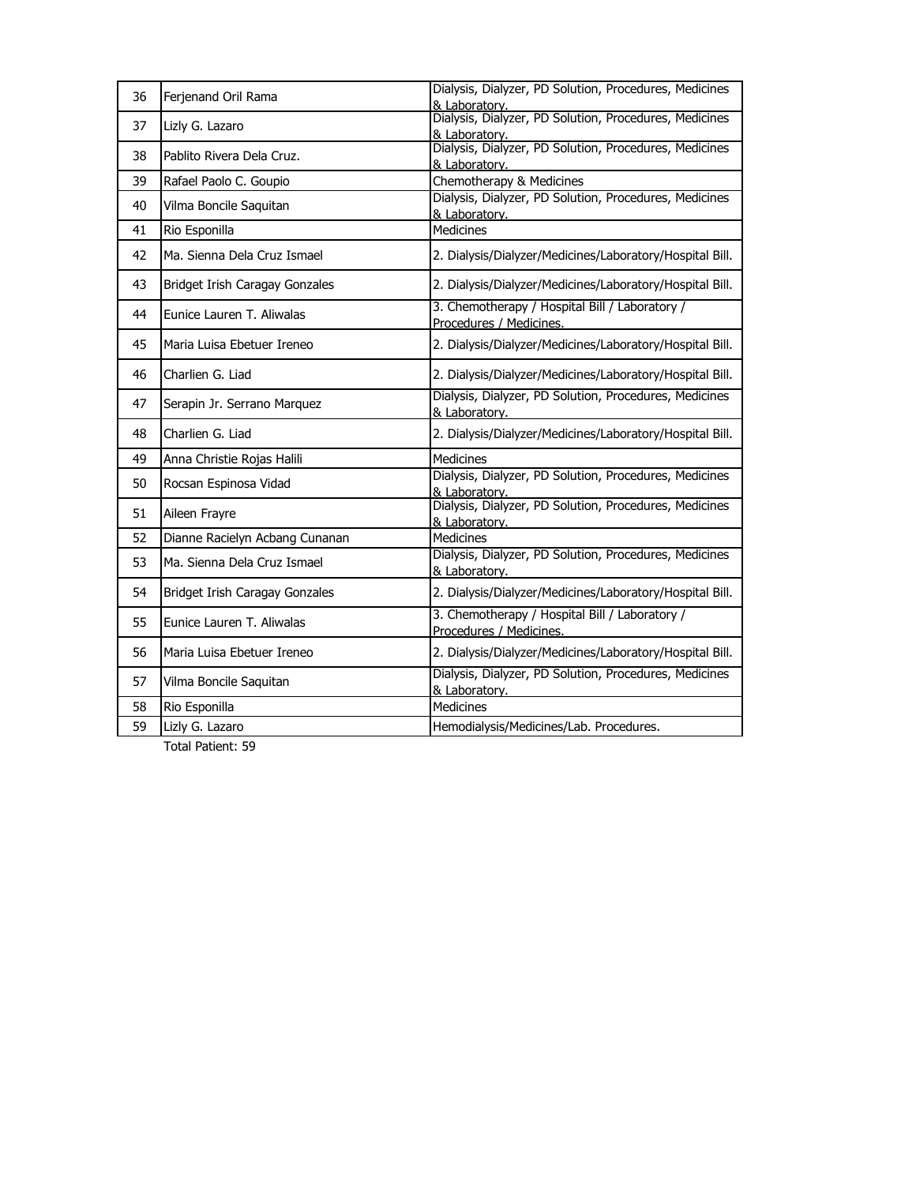| | | |
|---|---|---|
| 36 | Ferjenand Oril Rama | Dialysis, Dialyzer, PD Solution, Procedures, Medicines & Laboratory. |
| 37 | Lizly G. Lazaro | Dialysis, Dialyzer, PD Solution, Procedures, Medicines & Laboratory. |
| 38 | Pablito Rivera Dela Cruz. | Dialysis, Dialyzer, PD Solution, Procedures, Medicines & Laboratory. |
| 39 | Rafael Paolo C. Goupio | Chemotherapy & Medicines |
| 40 | Vilma Boncile Saquitan | Dialysis, Dialyzer, PD Solution, Procedures, Medicines & Laboratory. |
| 41 | Rio Esponilla | Medicines |
| 42 | Ma. Sienna Dela Cruz Ismael | 2. Dialysis/Dialyzer/Medicines/Laboratory/Hospital Bill. |
| 43 | Bridget Irish Caragay Gonzales | 2. Dialysis/Dialyzer/Medicines/Laboratory/Hospital Bill. |
| 44 | Eunice Lauren T. Aliwalas | 3. Chemotherapy / Hospital Bill / Laboratory / Procedures / Medicines. |
| 45 | Maria Luisa Ebetuer Ireneo | 2. Dialysis/Dialyzer/Medicines/Laboratory/Hospital Bill. |
| 46 | Charlien G. Liad | 2. Dialysis/Dialyzer/Medicines/Laboratory/Hospital Bill. |
| 47 | Serapin Jr. Serrano Marquez | Dialysis, Dialyzer, PD Solution, Procedures, Medicines & Laboratory. |
| 48 | Charlien G. Liad | 2. Dialysis/Dialyzer/Medicines/Laboratory/Hospital Bill. |
| 49 | Anna Christie Rojas Halili | Medicines |
| 50 | Rocsan Espinosa Vidad | Dialysis, Dialyzer, PD Solution, Procedures, Medicines & Laboratory. |
| 51 | Aileen Frayre | Dialysis, Dialyzer, PD Solution, Procedures, Medicines & Laboratory. |
| 52 | Dianne Racielyn Acbang Cunanan | Medicines |
| 53 | Ma. Sienna Dela Cruz Ismael | Dialysis, Dialyzer, PD Solution, Procedures, Medicines & Laboratory. |
| 54 | Bridget Irish Caragay Gonzales | 2. Dialysis/Dialyzer/Medicines/Laboratory/Hospital Bill. |
| 55 | Eunice Lauren T. Aliwalas | 3. Chemotherapy / Hospital Bill / Laboratory / Procedures / Medicines. |
| 56 | Maria Luisa Ebetuer Ireneo | 2. Dialysis/Dialyzer/Medicines/Laboratory/Hospital Bill. |
| 57 | Vilma Boncile Saquitan | Dialysis, Dialyzer, PD Solution, Procedures, Medicines & Laboratory. |
| 58 | Rio Esponilla | Medicines |
| 59 | Lizly G. Lazaro | Hemodialysis/Medicines/Lab. Procedures. |

Total Patient: 59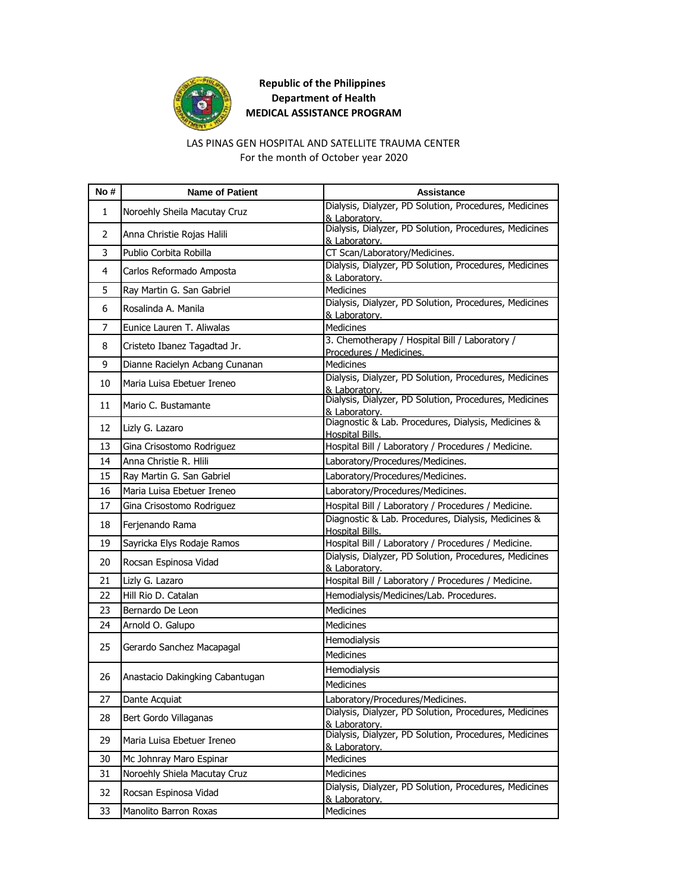**Republic of the Philippines**
**Department of Health**
**MEDICAL ASSISTANCE PROGRAM**

LAS PINAS GEN HOSPITAL AND SATELLITE TRAUMA CENTER
For the month of October year 2020

| No # | Name of Patient | Assistance |
|---|---|---|
| 1 | Noroehly Sheila Macutay Cruz | Dialysis, Dialyzer, PD Solution, Procedures, Medicines & Laboratory. |
| 2 | Anna Christie Rojas Halili | Dialysis, Dialyzer, PD Solution, Procedures, Medicines & Laboratory. |
| 3 | Publio Corbita Robilla | CT Scan/Laboratory/Medicines. |
| 4 | Carlos Reformado Amposta | Dialysis, Dialyzer, PD Solution, Procedures, Medicines & Laboratory. |
| 5 | Ray Martin G. San Gabriel | Medicines |
| 6 | Rosalinda A. Manila | Dialysis, Dialyzer, PD Solution, Procedures, Medicines & Laboratory. |
| 7 | Eunice Lauren T. Aliwalas | Medicines |
| 8 | Cristeto Ibanez Tagadtad Jr. | 3. Chemotherapy / Hospital Bill / Laboratory / Procedures / Medicines. |
| 9 | Dianne Racielyn Acbang Cunanan | Medicines |
| 10 | Maria Luisa Ebetuer Ireneo | Dialysis, Dialyzer, PD Solution, Procedures, Medicines & Laboratory. |
| 11 | Mario C. Bustamante | Dialysis, Dialyzer, PD Solution, Procedures, Medicines & Laboratory. |
| 12 | Lizly G. Lazaro | Diagnostic & Lab. Procedures, Dialysis, Medicines & Hospital Bills. |
| 13 | Gina Crisostomo Rodriguez | Hospital Bill / Laboratory / Procedures / Medicine. |
| 14 | Anna Christie R. Hlili | Laboratory/Procedures/Medicines. |
| 15 | Ray Martin G. San Gabriel | Laboratory/Procedures/Medicines. |
| 16 | Maria Luisa Ebetuer Ireneo | Laboratory/Procedures/Medicines. |
| 17 | Gina Crisostomo Rodriguez | Hospital Bill / Laboratory / Procedures / Medicine. |
| 18 | Ferjenando Rama | Diagnostic & Lab. Procedures, Dialysis, Medicines & Hospital Bills. |
| 19 | Sayricka Elys Rodaje Ramos | Hospital Bill / Laboratory / Procedures / Medicine. |
| 20 | Rocsan Espinosa Vidad | Dialysis, Dialyzer, PD Solution, Procedures, Medicines & Laboratory. |
| 21 | Lizly G. Lazaro | Hospital Bill / Laboratory / Procedures / Medicine. |
| 22 | Hill Rio D. Catalan | Hemodialysis/Medicines/Lab. Procedures. |
| 23 | Bernardo De Leon | Medicines |
| 24 | Arnold O. Galupo | Medicines |
| 25 | Gerardo Sanchez Macapagal | Hemodialysis |
| | | Medicines |
| 26 | Anastacio Dakingking Cabantugan | Hemodialysis |
| | | Medicines |
| 27 | Dante Acquiat | Laboratory/Procedures/Medicines. |
| 28 | Bert Gordo Villaganas | Dialysis, Dialyzer, PD Solution, Procedures, Medicines & Laboratory. |
| 29 | Maria Luisa Ebetuer Ireneo | Dialysis, Dialyzer, PD Solution, Procedures, Medicines & Laboratory. |
| 30 | Mc Johnray Maro Espinar | Medicines |
| 31 | Noroehly Shiela Macutay Cruz | Medicines |
| 32 | Rocsan Espinosa Vidad | Dialysis, Dialyzer, PD Solution, Procedures, Medicines & Laboratory. |
| 33 | Manolito Barron Roxas | Medicines |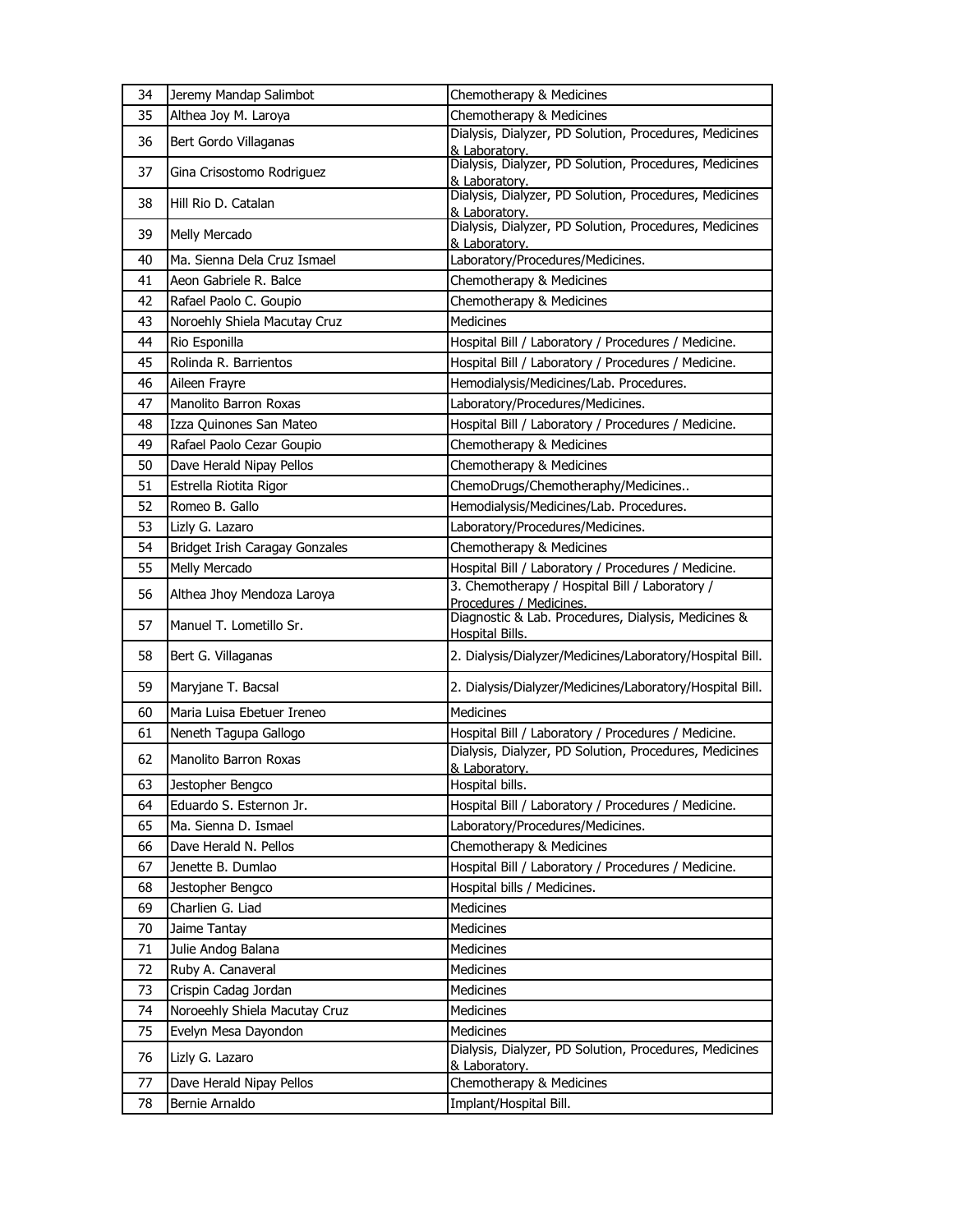| 34 | Jeremy Mandap Salimbot | Chemotherapy & Medicines |
|---|---|---|
| 35 | Althea Joy M. Laroya | Chemotherapy & Medicines |
| 36 | Bert Gordo Villaganas | Dialysis, Dialyzer, PD Solution, Procedures, Medicines & Laboratory. |
| 37 | Gina Crisostomo Rodriguez | Dialysis, Dialyzer, PD Solution, Procedures, Medicines & Laboratory. |
| 38 | Hill Rio D. Catalan | Dialysis, Dialyzer, PD Solution, Procedures, Medicines & Laboratory. |
| 39 | Melly Mercado | Dialysis, Dialyzer, PD Solution, Procedures, Medicines & Laboratory. |
| 40 | Ma. Sienna Dela Cruz Ismael | Laboratory/Procedures/Medicines. |
| 41 | Aeon Gabriele R. Balce | Chemotherapy & Medicines |
| 42 | Rafael Paolo C. Goupio | Chemotherapy & Medicines |
| 43 | Noroehly Shiela Macutay Cruz | Medicines |
| 44 | Rio Esponilla | Hospital Bill / Laboratory / Procedures / Medicine. |
| 45 | Rolinda R. Barrientos | Hospital Bill / Laboratory / Procedures / Medicine. |
| 46 | Aileen Frayre | Hemodialysis/Medicines/Lab. Procedures. |
| 47 | Manolito Barron Roxas | Laboratory/Procedures/Medicines. |
| 48 | Izza Quinones San Mateo | Hospital Bill / Laboratory / Procedures / Medicine. |
| 49 | Rafael Paolo Cezar Goupio | Chemotherapy & Medicines |
| 50 | Dave Herald Nipay Pellos | Chemotherapy & Medicines |
| 51 | Estrella Riotita Rigor | ChemoDrugs/Chemotheraphy/Medicines.. |
| 52 | Romeo B. Gallo | Hemodialysis/Medicines/Lab. Procedures. |
| 53 | Lizly G. Lazaro | Laboratory/Procedures/Medicines. |
| 54 | Bridget Irish Caragay Gonzales | Chemotherapy & Medicines |
| 55 | Melly Mercado | Hospital Bill / Laboratory / Procedures / Medicine. |
| 56 | Althea Jhoy Mendoza Laroya | 3. Chemotherapy / Hospital Bill / Laboratory / Procedures / Medicines. |
| 57 | Manuel T. Lometillo Sr. | Diagnostic & Lab. Procedures, Dialysis, Medicines & Hospital Bills. |
| 58 | Bert G. Villaganas | 2. Dialysis/Dialyzer/Medicines/Laboratory/Hospital Bill. |
| 59 | Maryjane T. Bacsal | 2. Dialysis/Dialyzer/Medicines/Laboratory/Hospital Bill. |
| 60 | Maria Luisa Ebetuer Ireneo | Medicines |
| 61 | Neneth Tagupa Gallogo | Hospital Bill / Laboratory / Procedures / Medicine. |
| 62 | Manolito Barron Roxas | Dialysis, Dialyzer, PD Solution, Procedures, Medicines & Laboratory. |
| 63 | Jestopher Bengco | Hospital bills. |
| 64 | Eduardo S. Esternon Jr. | Hospital Bill / Laboratory / Procedures / Medicine. |
| 65 | Ma. Sienna D. Ismael | Laboratory/Procedures/Medicines. |
| 66 | Dave Herald N. Pellos | Chemotherapy & Medicines |
| 67 | Jenette B. Dumlao | Hospital Bill / Laboratory / Procedures / Medicine. |
| 68 | Jestopher Bengco | Hospital bills / Medicines. |
| 69 | Charlien G. Liad | Medicines |
| 70 | Jaime Tantay | Medicines |
| 71 | Julie Andog Balana | Medicines |
| 72 | Ruby A. Canaveral | Medicines |
| 73 | Crispin Cadag Jordan | Medicines |
| 74 | Noroeehly Shiela Macutay Cruz | Medicines |
| 75 | Evelyn Mesa Dayondon | Medicines |
| 76 | Lizly G. Lazaro | Dialysis, Dialyzer, PD Solution, Procedures, Medicines & Laboratory. |
| 77 | Dave Herald Nipay Pellos | Chemotherapy & Medicines |
| 78 | Bernie Arnaldo | Implant/Hospital Bill. |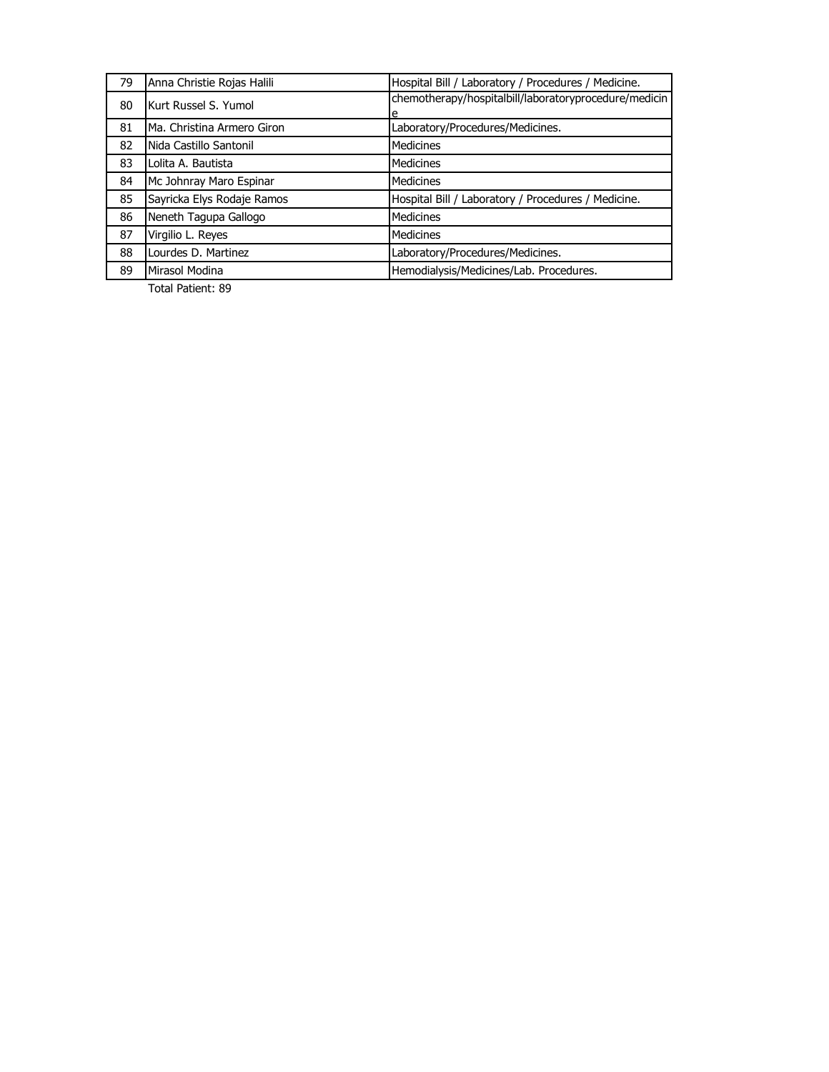| | | |
|---|---|---|
| 79 | Anna Christie Rojas Halili | Hospital Bill / Laboratory / Procedures / Medicine. |
| 80 | Kurt Russel S. Yumol | chemotherapy/hospitalbill/laboratoryprocedure/medicine |
| 81 | Ma. Christina Armero Giron | Laboratory/Procedures/Medicines. |
| 82 | Nida Castillo Santonil | Medicines |
| 83 | Lolita A. Bautista | Medicines |
| 84 | Mc Johnray Maro Espinar | Medicines |
| 85 | Sayricka Elys Rodaje Ramos | Hospital Bill / Laboratory / Procedures / Medicine. |
| 86 | Neneth Tagupa Gallogo | Medicines |
| 87 | Virgilio L. Reyes | Medicines |
| 88 | Lourdes D. Martinez | Laboratory/Procedures/Medicines. |
| 89 | Mirasol Modina | Hemodialysis/Medicines/Lab. Procedures. |

Total Patient: 89